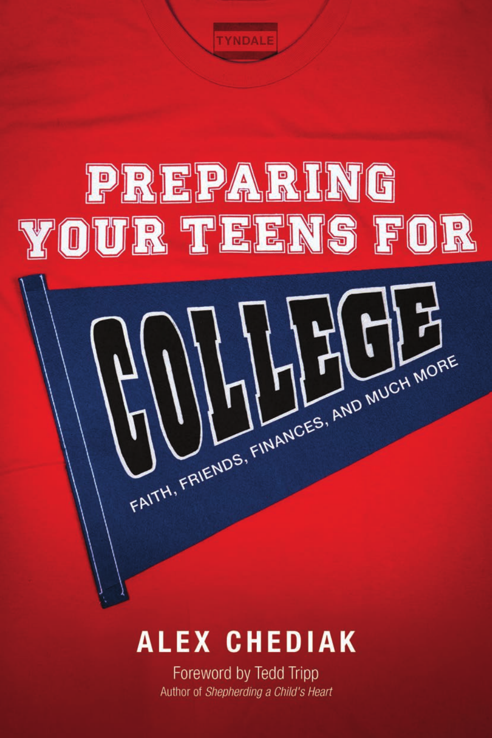TYNDALE

# PREPARING YOUR TEENS FOR COLLEGE

FAITH, FRIENDS, FINANCES, AND MUCH MORE

## ALEX CHEDIAK

Foreword by Tedd Tripp

Author of *Shepherding a Child's Heart*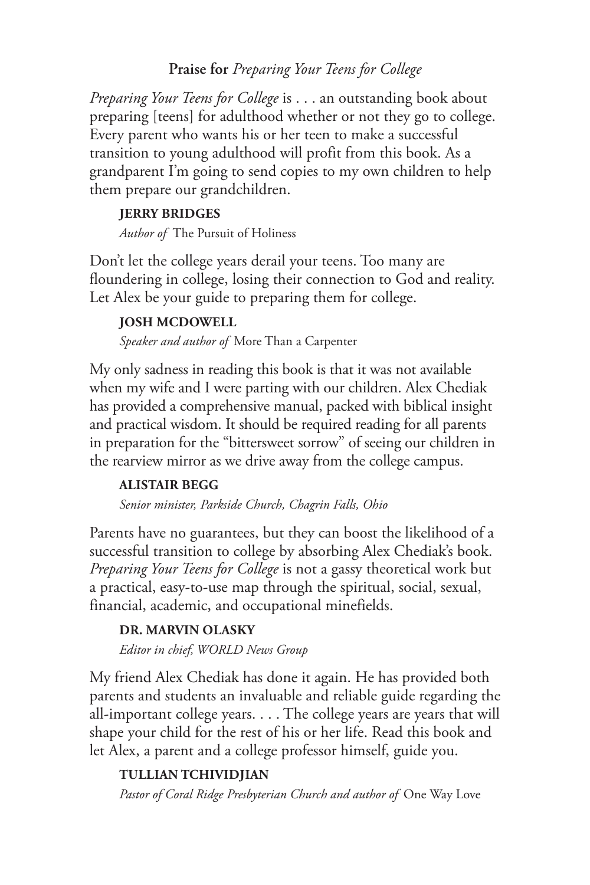**Praise for** ***Preparing Your Teens for College***

*Preparing Your Teens for College* is . . . an outstanding book about preparing [teens] for adulthood whether or not they go to college. Every parent who wants his or her teen to make a successful transition to young adulthood will profit from this book. As a grandparent I'm going to send copies to my own children to help them prepare our grandchildren.

**JERRY BRIDGES**
*Author of* The Pursuit of Holiness

Don't let the college years derail your teens. Too many are floundering in college, losing their connection to God and reality. Let Alex be your guide to preparing them for college.

**JOSH MCDOWELL**
*Speaker and author of* More Than a Carpenter

My only sadness in reading this book is that it was not available when my wife and I were parting with our children. Alex Chediak has provided a comprehensive manual, packed with biblical insight and practical wisdom. It should be required reading for all parents in preparation for the "bittersweet sorrow" of seeing our children in the rearview mirror as we drive away from the college campus.

**ALISTAIR BEGG**
*Senior minister, Parkside Church, Chagrin Falls, Ohio*

Parents have no guarantees, but they can boost the likelihood of a successful transition to college by absorbing Alex Chediak's book. *Preparing Your Teens for College* is not a gassy theoretical work but a practical, easy-to-use map through the spiritual, social, sexual, financial, academic, and occupational minefields.

**DR. MARVIN OLASKY**
*Editor in chief, WORLD News Group*

My friend Alex Chediak has done it again. He has provided both parents and students an invaluable and reliable guide regarding the all-important college years. . . . The college years are years that will shape your child for the rest of his or her life. Read this book and let Alex, a parent and a college professor himself, guide you.

**TULLIAN TCHIVIDJIAN**
*Pastor of Coral Ridge Presbyterian Church and author of* One Way Love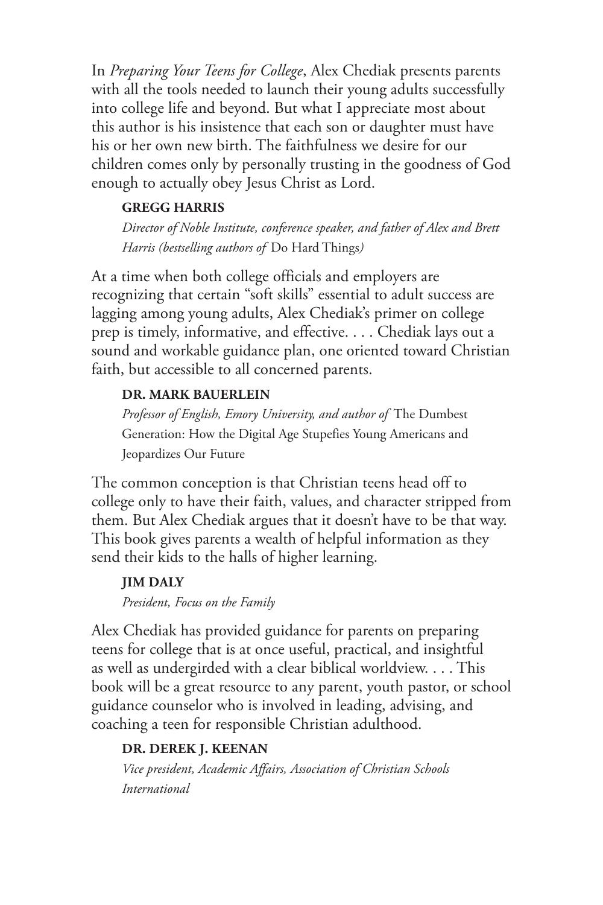In *Preparing Your Teens for College*, Alex Chediak presents parents with all the tools needed to launch their young adults successfully into college life and beyond. But what I appreciate most about this author is his insistence that each son or daughter must have his or her own new birth. The faithfulness we desire for our children comes only by personally trusting in the goodness of God enough to actually obey Jesus Christ as Lord.

**GREGG HARRIS**
*Director of Noble Institute, conference speaker, and father of Alex and Brett Harris (bestselling authors of* Do Hard Things*)*

At a time when both college officials and employers are recognizing that certain "soft skills" essential to adult success are lagging among young adults, Alex Chediak's primer on college prep is timely, informative, and effective. . . . Chediak lays out a sound and workable guidance plan, one oriented toward Christian faith, but accessible to all concerned parents.

**DR. MARK BAUERLEIN**
*Professor of English, Emory University, and author of* The Dumbest Generation: How the Digital Age Stupefies Young Americans and Jeopardizes Our Future

The common conception is that Christian teens head off to college only to have their faith, values, and character stripped from them. But Alex Chediak argues that it doesn't have to be that way. This book gives parents a wealth of helpful information as they send their kids to the halls of higher learning.

**JIM DALY**
*President, Focus on the Family*

Alex Chediak has provided guidance for parents on preparing teens for college that is at once useful, practical, and insightful as well as undergirded with a clear biblical worldview. . . . This book will be a great resource to any parent, youth pastor, or school guidance counselor who is involved in leading, advising, and coaching a teen for responsible Christian adulthood.

**DR. DEREK J. KEENAN**
*Vice president, Academic Affairs, Association of Christian Schools International*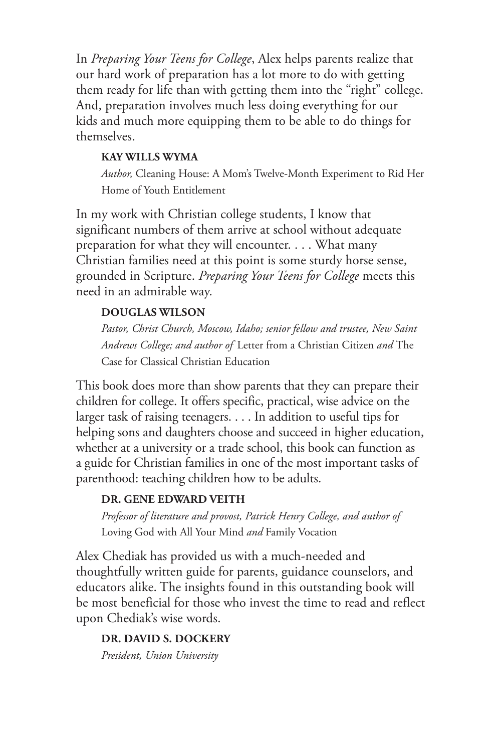In *Preparing Your Teens for College*, Alex helps parents realize that our hard work of preparation has a lot more to do with getting them ready for life than with getting them into the "right" college. And, preparation involves much less doing everything for our kids and much more equipping them to be able to do things for themselves.

**KAY WILLS WYMA**

*Author,* Cleaning House: A Mom's Twelve-Month Experiment to Rid Her Home of Youth Entitlement

In my work with Christian college students, I know that significant numbers of them arrive at school without adequate preparation for what they will encounter. . . . What many Christian families need at this point is some sturdy horse sense, grounded in Scripture. *Preparing Your Teens for College* meets this need in an admirable way.

**DOUGLAS WILSON**

*Pastor, Christ Church, Moscow, Idaho; senior fellow and trustee, New Saint Andrews College; and author of* Letter from a Christian Citizen *and* The Case for Classical Christian Education

This book does more than show parents that they can prepare their children for college. It offers specific, practical, wise advice on the larger task of raising teenagers. . . . In addition to useful tips for helping sons and daughters choose and succeed in higher education, whether at a university or a trade school, this book can function as a guide for Christian families in one of the most important tasks of parenthood: teaching children how to be adults.

**DR. GENE EDWARD VEITH**

*Professor of literature and provost, Patrick Henry College, and author of* Loving God with All Your Mind *and* Family Vocation

Alex Chediak has provided us with a much-needed and thoughtfully written guide for parents, guidance counselors, and educators alike. The insights found in this outstanding book will be most beneficial for those who invest the time to read and reflect upon Chediak's wise words.

**DR. DAVID S. DOCKERY**

*President, Union University*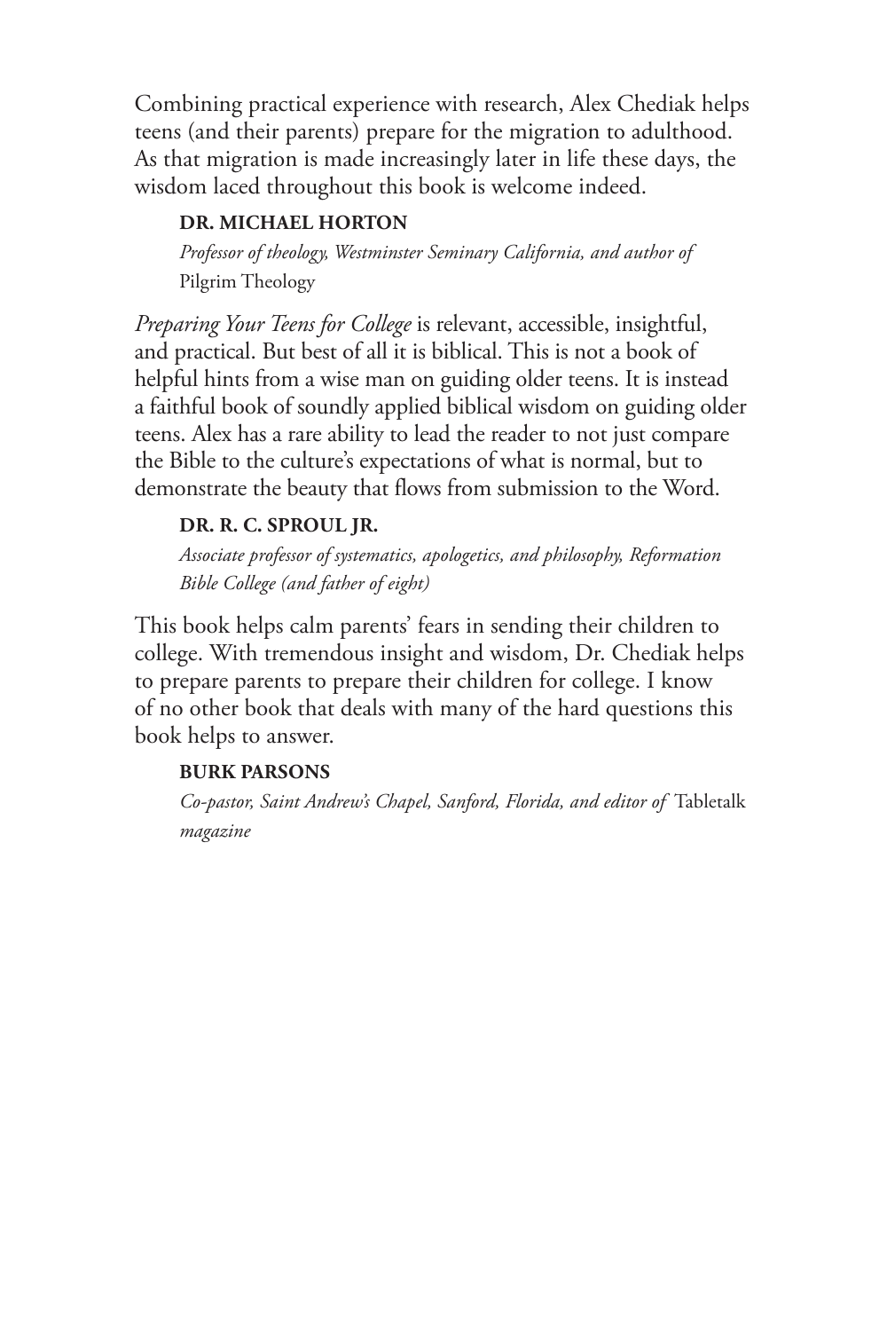Combining practical experience with research, Alex Chediak helps teens (and their parents) prepare for the migration to adulthood. As that migration is made increasingly later in life these days, the wisdom laced throughout this book is welcome indeed.

**DR. MICHAEL HORTON**

*Professor of theology, Westminster Seminary California, and author of* Pilgrim Theology

*Preparing Your Teens for College* is relevant, accessible, insightful, and practical. But best of all it is biblical. This is not a book of helpful hints from a wise man on guiding older teens. It is instead a faithful book of soundly applied biblical wisdom on guiding older teens. Alex has a rare ability to lead the reader to not just compare the Bible to the culture's expectations of what is normal, but to demonstrate the beauty that flows from submission to the Word.

**DR. R. C. SPROUL JR.**

*Associate professor of systematics, apologetics, and philosophy, Reformation Bible College (and father of eight)*

This book helps calm parents' fears in sending their children to college. With tremendous insight and wisdom, Dr. Chediak helps to prepare parents to prepare their children for college. I know of no other book that deals with many of the hard questions this book helps to answer.

**BURK PARSONS**

*Co-pastor, Saint Andrew's Chapel, Sanford, Florida, and editor of* Tabletalk *magazine*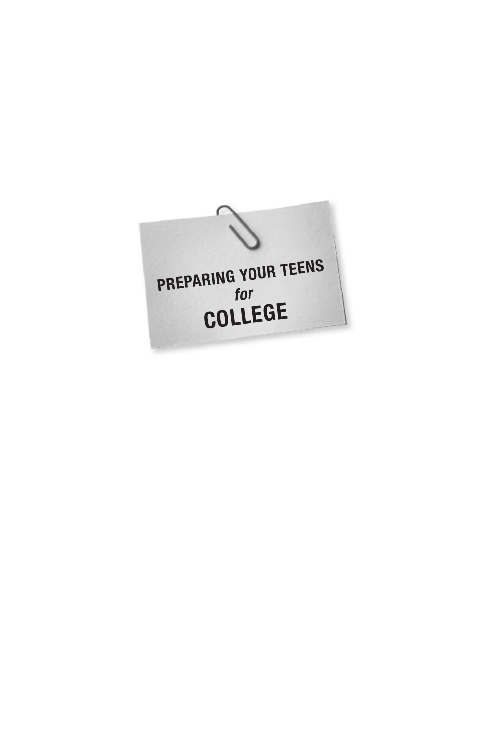# PREPARING YOUR TEENS *for* COLLEGE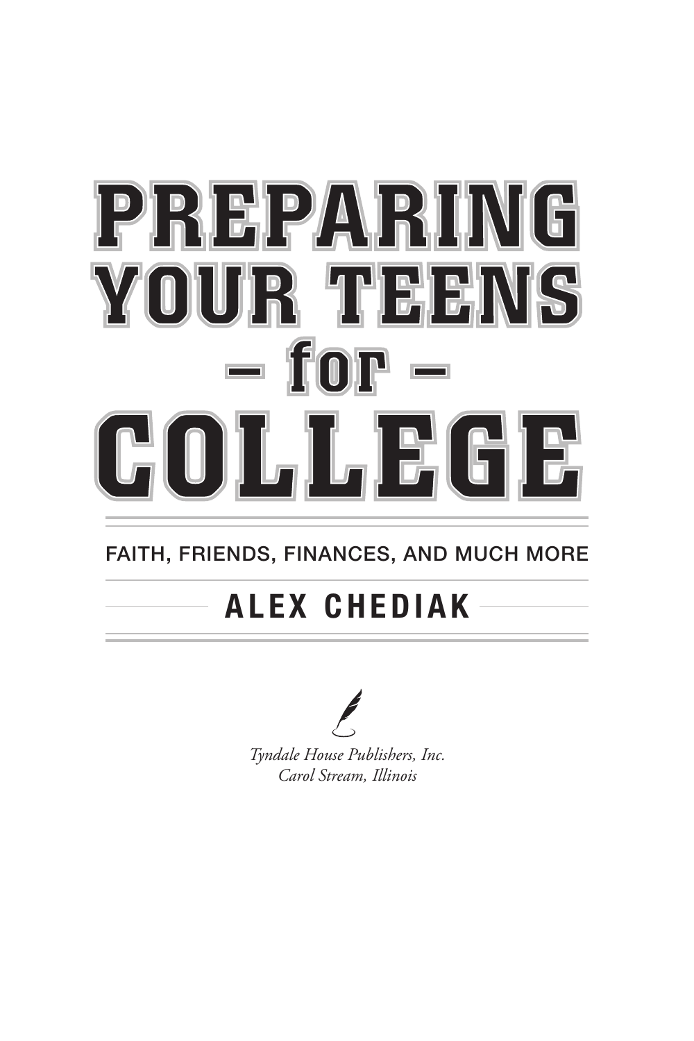# PREPARING YOUR TEENS – for – COLLEGE

FAITH, FRIENDS, FINANCES, AND MUCH MORE

**ALEX CHEDIAK**

*Tyndale House Publishers, Inc.*
*Carol Stream, Illinois*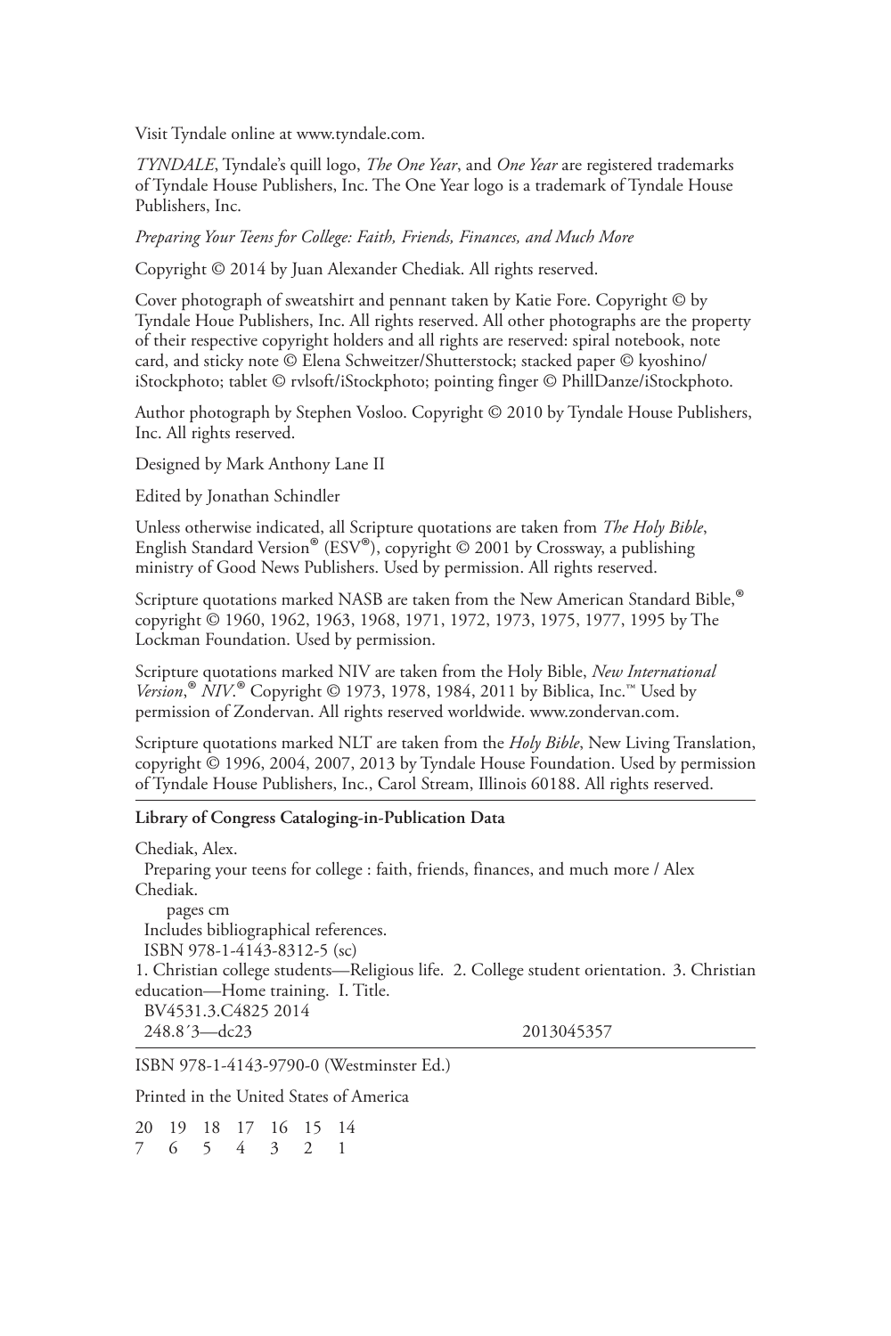Visit Tyndale online at www.tyndale.com.

*TYNDALE*, Tyndale's quill logo, *The One Year*, and *One Year* are registered trademarks of Tyndale House Publishers, Inc. The One Year logo is a trademark of Tyndale House Publishers, Inc.

*Preparing Your Teens for College: Faith, Friends, Finances, and Much More*

Copyright © 2014 by Juan Alexander Chediak. All rights reserved.

Cover photograph of sweatshirt and pennant taken by Katie Fore. Copyright © by Tyndale Houe Publishers, Inc. All rights reserved. All other photographs are the property of their respective copyright holders and all rights are reserved: spiral notebook, note card, and sticky note © Elena Schweitzer/Shutterstock; stacked paper © kyoshino/iStockphoto; tablet © rvlsoft/iStockphoto; pointing finger © PhillDanze/iStockphoto.

Author photograph by Stephen Vosloo. Copyright © 2010 by Tyndale House Publishers, Inc. All rights reserved.

Designed by Mark Anthony Lane II

Edited by Jonathan Schindler

Unless otherwise indicated, all Scripture quotations are taken from *The Holy Bible*, English Standard Version® (ESV®), copyright © 2001 by Crossway, a publishing ministry of Good News Publishers. Used by permission. All rights reserved.

Scripture quotations marked NASB are taken from the New American Standard Bible,® copyright © 1960, 1962, 1963, 1968, 1971, 1972, 1973, 1975, 1977, 1995 by The Lockman Foundation. Used by permission.

Scripture quotations marked NIV are taken from the Holy Bible, *New International Version*,® *NIV*.® Copyright © 1973, 1978, 1984, 2011 by Biblica, Inc.™ Used by permission of Zondervan. All rights reserved worldwide. www.zondervan.com.

Scripture quotations marked NLT are taken from the *Holy Bible*, New Living Translation, copyright © 1996, 2004, 2007, 2013 by Tyndale House Foundation. Used by permission of Tyndale House Publishers, Inc., Carol Stream, Illinois 60188. All rights reserved.

---

**Library of Congress Cataloging-in-Publication Data**

Chediak, Alex.
 Preparing your teens for college : faith, friends, finances, and much more / Alex Chediak.
 pages cm
 Includes bibliographical references.
 ISBN 978-1-4143-8312-5 (sc)
1. Christian college students—Religious life. 2. College student orientation. 3. Christian education—Home training. I. Title.
 BV4531.3.C4825 2014
 248.8′3—dc23 2013045357

---

ISBN 978-1-4143-9790-0 (Westminster Ed.)

Printed in the United States of America

20 19 18 17 16 15 14
7 6 5 4 3 2 1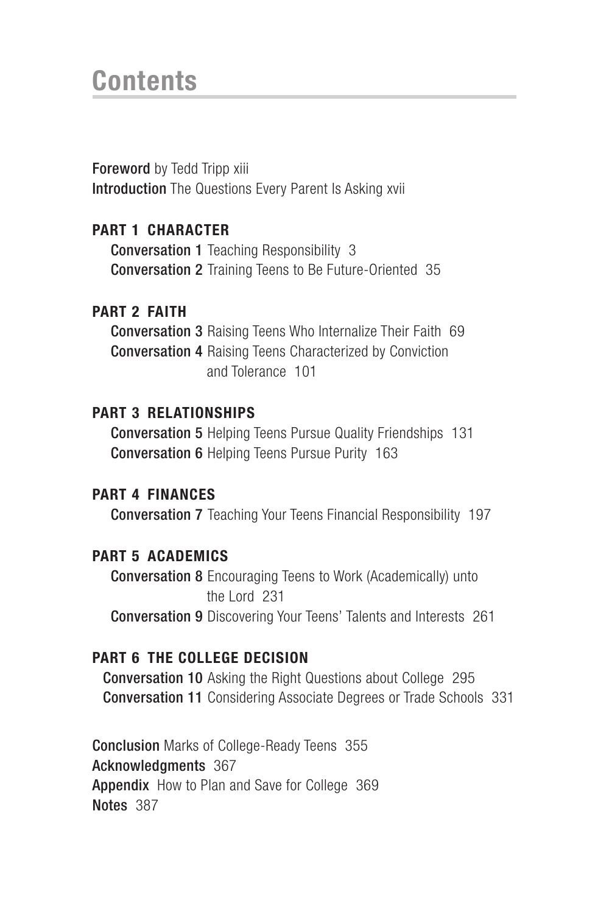# Contents

**Foreword** by Tedd Tripp xiii
**Introduction** The Questions Every Parent Is Asking xvii

## PART 1 CHARACTER

**Conversation 1** Teaching Responsibility 3
**Conversation 2** Training Teens to Be Future-Oriented 35

## PART 2 FAITH

**Conversation 3** Raising Teens Who Internalize Their Faith 69
**Conversation 4** Raising Teens Characterized by Conviction and Tolerance 101

## PART 3 RELATIONSHIPS

**Conversation 5** Helping Teens Pursue Quality Friendships 131
**Conversation 6** Helping Teens Pursue Purity 163

## PART 4 FINANCES

**Conversation 7** Teaching Your Teens Financial Responsibility 197

## PART 5 ACADEMICS

**Conversation 8** Encouraging Teens to Work (Academically) unto the Lord 231
**Conversation 9** Discovering Your Teens' Talents and Interests 261

## PART 6 THE COLLEGE DECISION

**Conversation 10** Asking the Right Questions about College 295
**Conversation 11** Considering Associate Degrees or Trade Schools 331

**Conclusion** Marks of College-Ready Teens 355
**Acknowledgments** 367
**Appendix** How to Plan and Save for College 369
**Notes** 387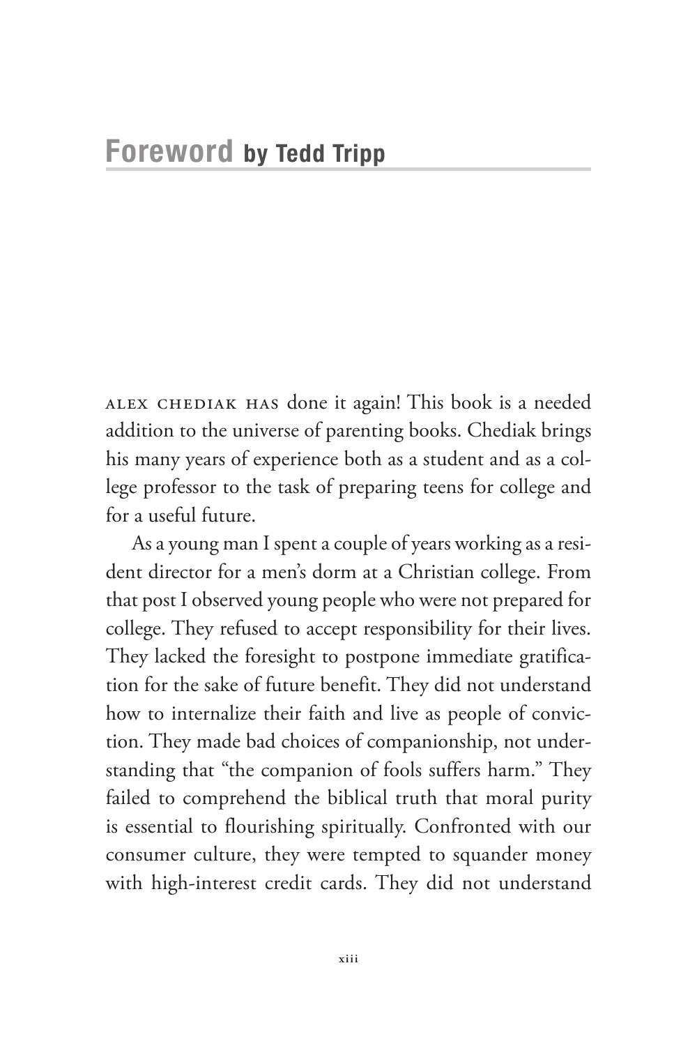# Foreword by Tedd Tripp

ALEX CHEDIAK HAS done it again! This book is a needed addition to the universe of parenting books. Chediak brings his many years of experience both as a student and as a college professor to the task of preparing teens for college and for a useful future.

As a young man I spent a couple of years working as a resident director for a men's dorm at a Christian college. From that post I observed young people who were not prepared for college. They refused to accept responsibility for their lives. They lacked the foresight to postpone immediate gratification for the sake of future benefit. They did not understand how to internalize their faith and live as people of conviction. They made bad choices of companionship, not understanding that "the companion of fools suffers harm." They failed to comprehend the biblical truth that moral purity is essential to flourishing spiritually. Confronted with our consumer culture, they were tempted to squander money with high-interest credit cards. They did not understand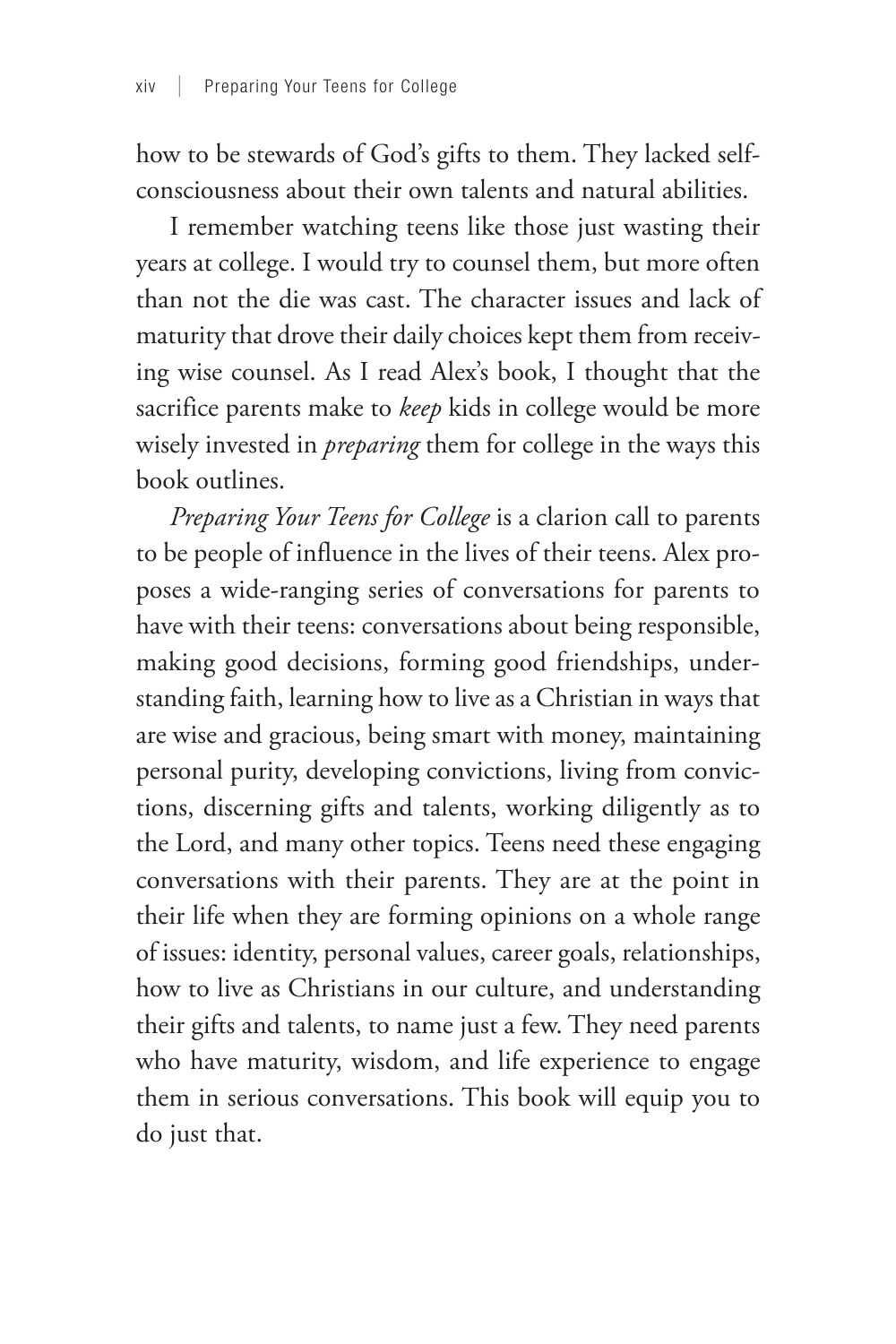how to be stewards of God's gifts to them. They lacked self-consciousness about their own talents and natural abilities.

I remember watching teens like those just wasting their years at college. I would try to counsel them, but more often than not the die was cast. The character issues and lack of maturity that drove their daily choices kept them from receiving wise counsel. As I read Alex's book, I thought that the sacrifice parents make to *keep* kids in college would be more wisely invested in *preparing* them for college in the ways this book outlines.

*Preparing Your Teens for College* is a clarion call to parents to be people of influence in the lives of their teens. Alex proposes a wide-ranging series of conversations for parents to have with their teens: conversations about being responsible, making good decisions, forming good friendships, understanding faith, learning how to live as a Christian in ways that are wise and gracious, being smart with money, maintaining personal purity, developing convictions, living from convictions, discerning gifts and talents, working diligently as to the Lord, and many other topics. Teens need these engaging conversations with their parents. They are at the point in their life when they are forming opinions on a whole range of issues: identity, personal values, career goals, relationships, how to live as Christians in our culture, and understanding their gifts and talents, to name just a few. They need parents who have maturity, wisdom, and life experience to engage them in serious conversations. This book will equip you to do just that.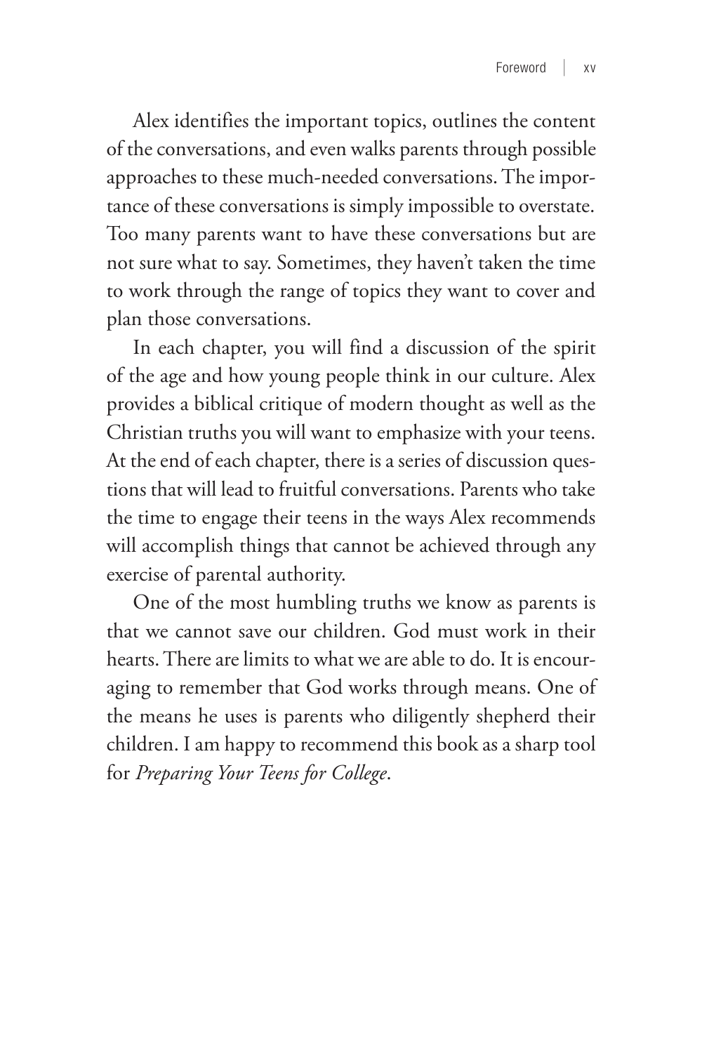Alex identifies the important topics, outlines the content of the conversations, and even walks parents through possible approaches to these much-needed conversations. The importance of these conversations is simply impossible to overstate. Too many parents want to have these conversations but are not sure what to say. Sometimes, they haven't taken the time to work through the range of topics they want to cover and plan those conversations.

In each chapter, you will find a discussion of the spirit of the age and how young people think in our culture. Alex provides a biblical critique of modern thought as well as the Christian truths you will want to emphasize with your teens. At the end of each chapter, there is a series of discussion questions that will lead to fruitful conversations. Parents who take the time to engage their teens in the ways Alex recommends will accomplish things that cannot be achieved through any exercise of parental authority.

One of the most humbling truths we know as parents is that we cannot save our children. God must work in their hearts. There are limits to what we are able to do. It is encouraging to remember that God works through means. One of the means he uses is parents who diligently shepherd their children. I am happy to recommend this book as a sharp tool for *Preparing Your Teens for College*.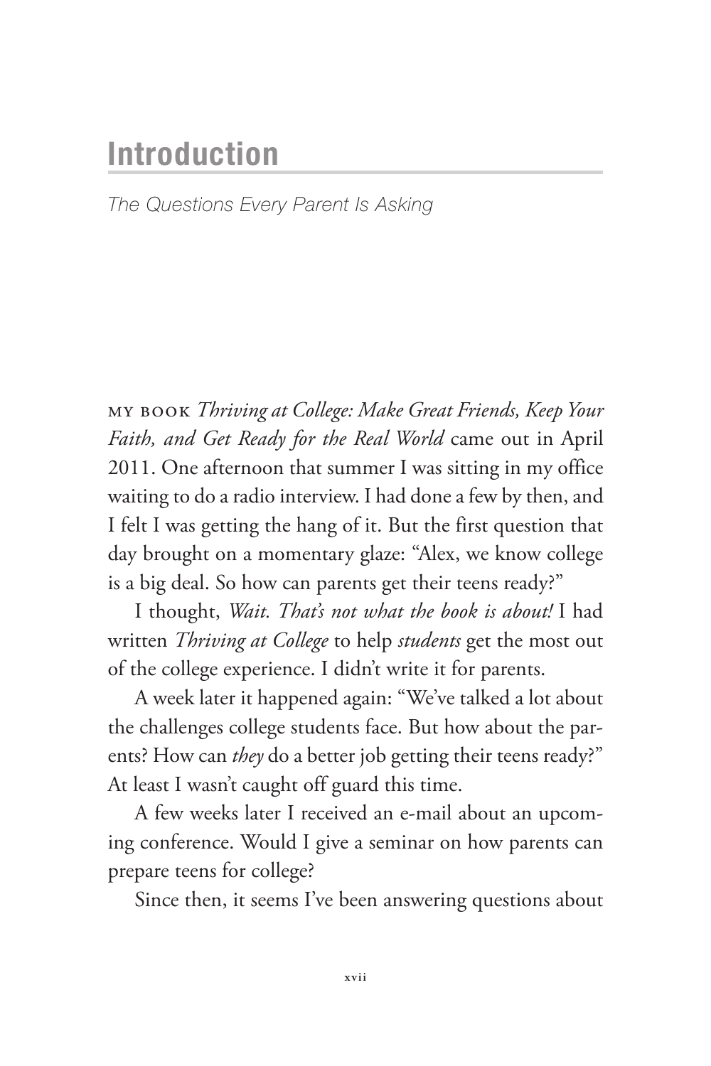# Introduction

*The Questions Every Parent Is Asking*

MY BOOK *Thriving at College: Make Great Friends, Keep Your Faith, and Get Ready for the Real World* came out in April 2011. One afternoon that summer I was sitting in my office waiting to do a radio interview. I had done a few by then, and I felt I was getting the hang of it. But the first question that day brought on a momentary glaze: "Alex, we know college is a big deal. So how can parents get their teens ready?"

I thought, *Wait. That's not what the book is about!* I had written *Thriving at College* to help *students* get the most out of the college experience. I didn't write it for parents.

A week later it happened again: "We've talked a lot about the challenges college students face. But how about the parents? How can *they* do a better job getting their teens ready?" At least I wasn't caught off guard this time.

A few weeks later I received an e-mail about an upcoming conference. Would I give a seminar on how parents can prepare teens for college?

Since then, it seems I've been answering questions about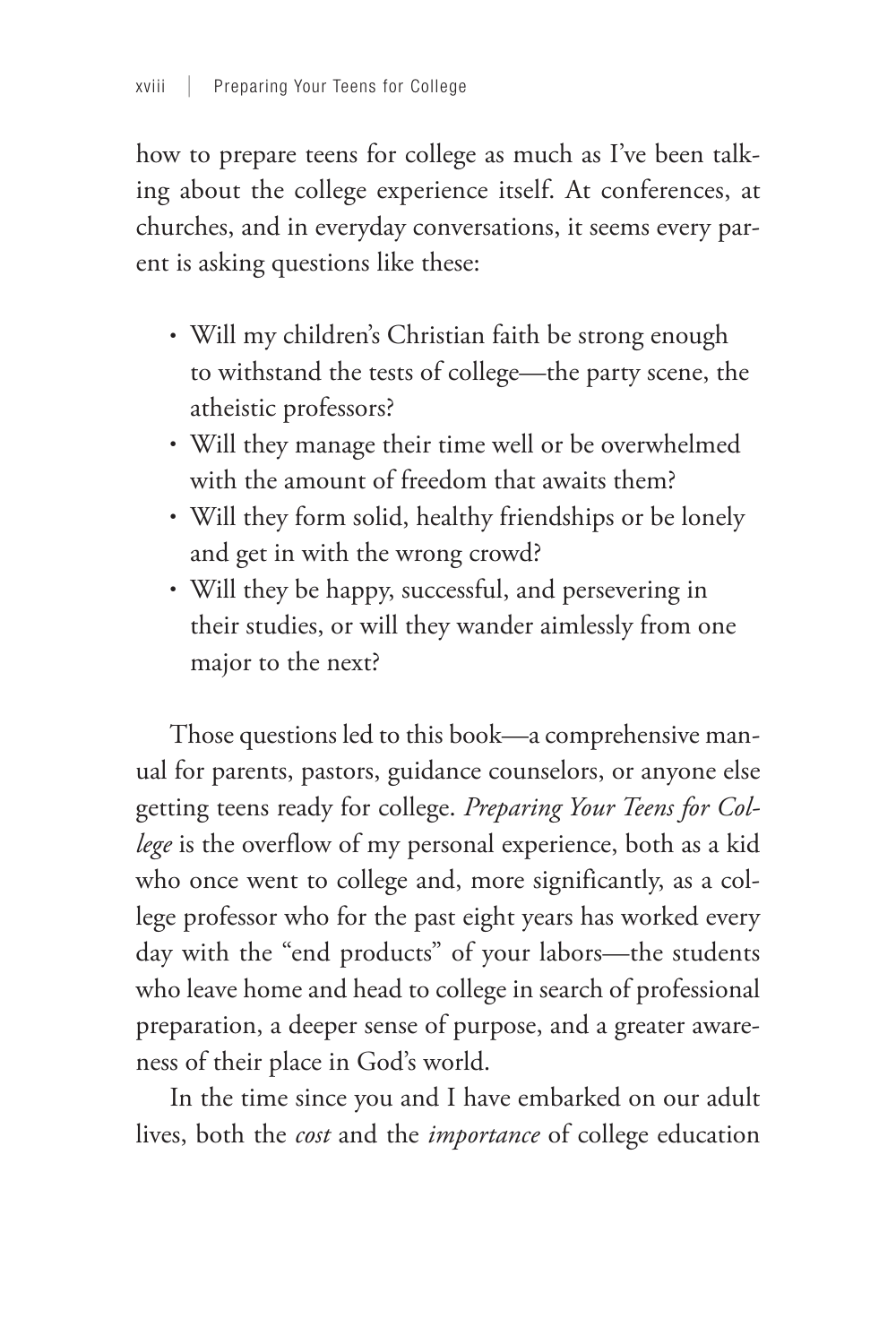how to prepare teens for college as much as I've been talking about the college experience itself. At conferences, at churches, and in everyday conversations, it seems every parent is asking questions like these:

- Will my children's Christian faith be strong enough to withstand the tests of college—the party scene, the atheistic professors?
- Will they manage their time well or be overwhelmed with the amount of freedom that awaits them?
- Will they form solid, healthy friendships or be lonely and get in with the wrong crowd?
- Will they be happy, successful, and persevering in their studies, or will they wander aimlessly from one major to the next?

Those questions led to this book—a comprehensive manual for parents, pastors, guidance counselors, or anyone else getting teens ready for college. *Preparing Your Teens for College* is the overflow of my personal experience, both as a kid who once went to college and, more significantly, as a college professor who for the past eight years has worked every day with the "end products" of your labors—the students who leave home and head to college in search of professional preparation, a deeper sense of purpose, and a greater awareness of their place in God's world.

In the time since you and I have embarked on our adult lives, both the *cost* and the *importance* of college education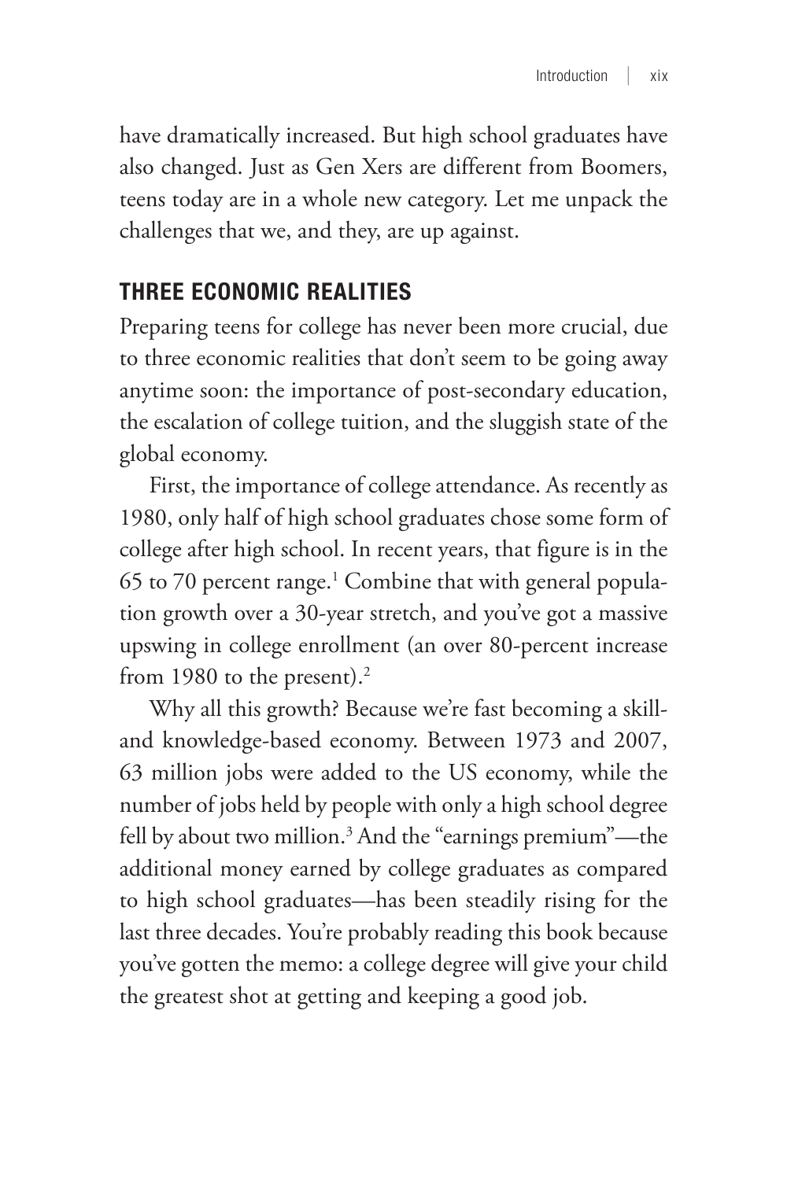have dramatically increased. But high school graduates have also changed. Just as Gen Xers are different from Boomers, teens today are in a whole new category. Let me unpack the challenges that we, and they, are up against.

## THREE ECONOMIC REALITIES

Preparing teens for college has never been more crucial, due to three economic realities that don't seem to be going away anytime soon: the importance of post-secondary education, the escalation of college tuition, and the sluggish state of the global economy.

First, the importance of college attendance. As recently as 1980, only half of high school graduates chose some form of college after high school. In recent years, that figure is in the 65 to 70 percent range.[1] Combine that with general population growth over a 30-year stretch, and you've got a massive upswing in college enrollment (an over 80-percent increase from 1980 to the present).[2]

Why all this growth? Because we're fast becoming a skill- and knowledge-based economy. Between 1973 and 2007, 63 million jobs were added to the US economy, while the number of jobs held by people with only a high school degree fell by about two million.[3] And the "earnings premium"—the additional money earned by college graduates as compared to high school graduates—has been steadily rising for the last three decades. You're probably reading this book because you've gotten the memo: a college degree will give your child the greatest shot at getting and keeping a good job.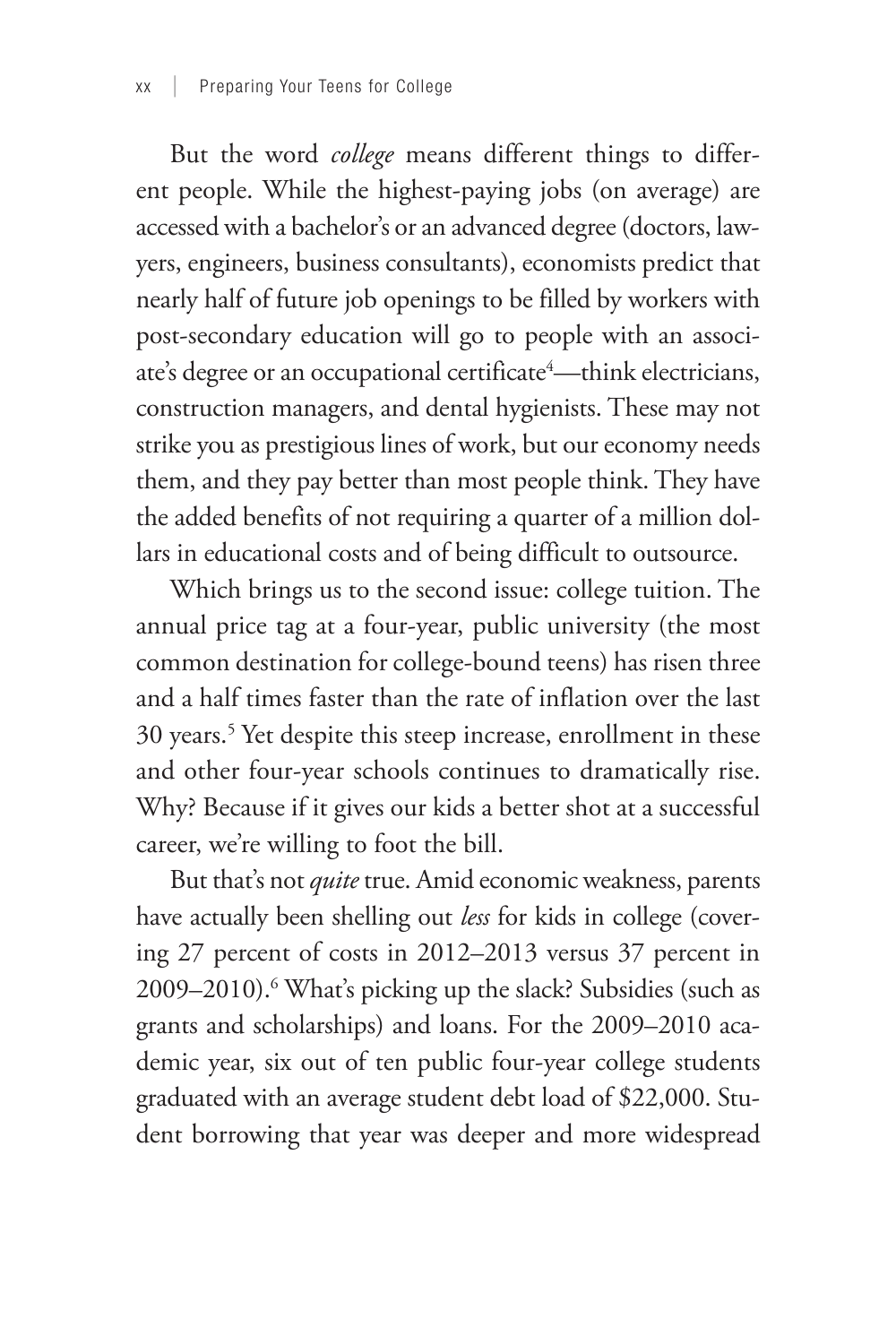But the word *college* means different things to different people. While the highest-paying jobs (on average) are accessed with a bachelor's or an advanced degree (doctors, lawyers, engineers, business consultants), economists predict that nearly half of future job openings to be filled by workers with post-secondary education will go to people with an associate's degree or an occupational certificate[4]—think electricians, construction managers, and dental hygienists. These may not strike you as prestigious lines of work, but our economy needs them, and they pay better than most people think. They have the added benefits of not requiring a quarter of a million dollars in educational costs and of being difficult to outsource.

Which brings us to the second issue: college tuition. The annual price tag at a four-year, public university (the most common destination for college-bound teens) has risen three and a half times faster than the rate of inflation over the last 30 years.[5] Yet despite this steep increase, enrollment in these and other four-year schools continues to dramatically rise. Why? Because if it gives our kids a better shot at a successful career, we're willing to foot the bill.

But that's not *quite* true. Amid economic weakness, parents have actually been shelling out *less* for kids in college (covering 27 percent of costs in 2012–2013 versus 37 percent in 2009–2010).[6] What's picking up the slack? Subsidies (such as grants and scholarships) and loans. For the 2009–2010 academic year, six out of ten public four-year college students graduated with an average student debt load of $22,000. Student borrowing that year was deeper and more widespread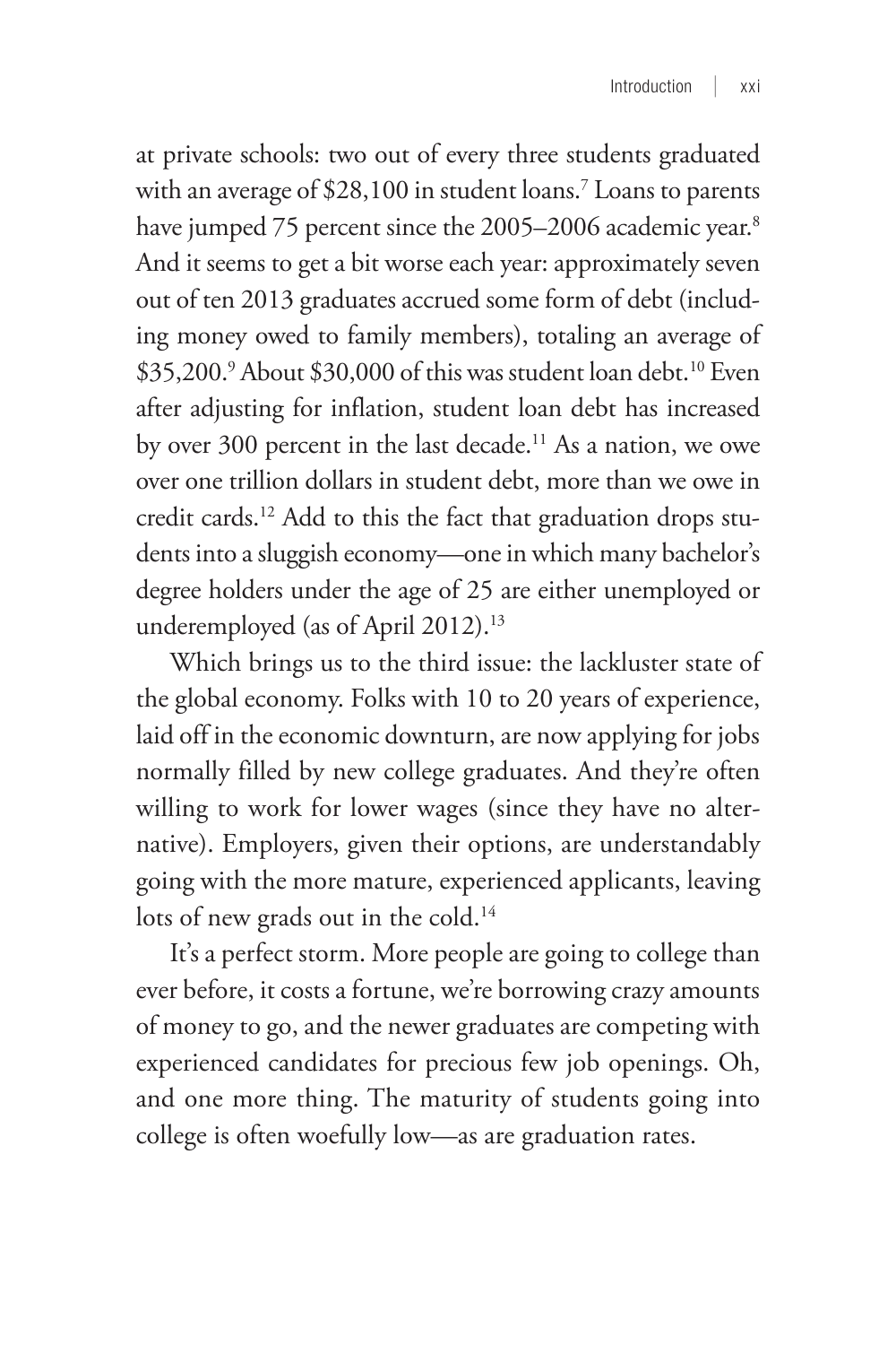at private schools: two out of every three students graduated with an average of $28,100 in student loans.[7] Loans to parents have jumped 75 percent since the 2005–2006 academic year.[8] And it seems to get a bit worse each year: approximately seven out of ten 2013 graduates accrued some form of debt (including money owed to family members), totaling an average of $35,200.[9] About $30,000 of this was student loan debt.[10] Even after adjusting for inflation, student loan debt has increased by over 300 percent in the last decade.[11] As a nation, we owe over one trillion dollars in student debt, more than we owe in credit cards.[12] Add to this the fact that graduation drops students into a sluggish economy—one in which many bachelor's degree holders under the age of 25 are either unemployed or underemployed (as of April 2012).[13]

Which brings us to the third issue: the lackluster state of the global economy. Folks with 10 to 20 years of experience, laid off in the economic downturn, are now applying for jobs normally filled by new college graduates. And they're often willing to work for lower wages (since they have no alternative). Employers, given their options, are understandably going with the more mature, experienced applicants, leaving lots of new grads out in the cold.[14]

It's a perfect storm. More people are going to college than ever before, it costs a fortune, we're borrowing crazy amounts of money to go, and the newer graduates are competing with experienced candidates for precious few job openings. Oh, and one more thing. The maturity of students going into college is often woefully low—as are graduation rates.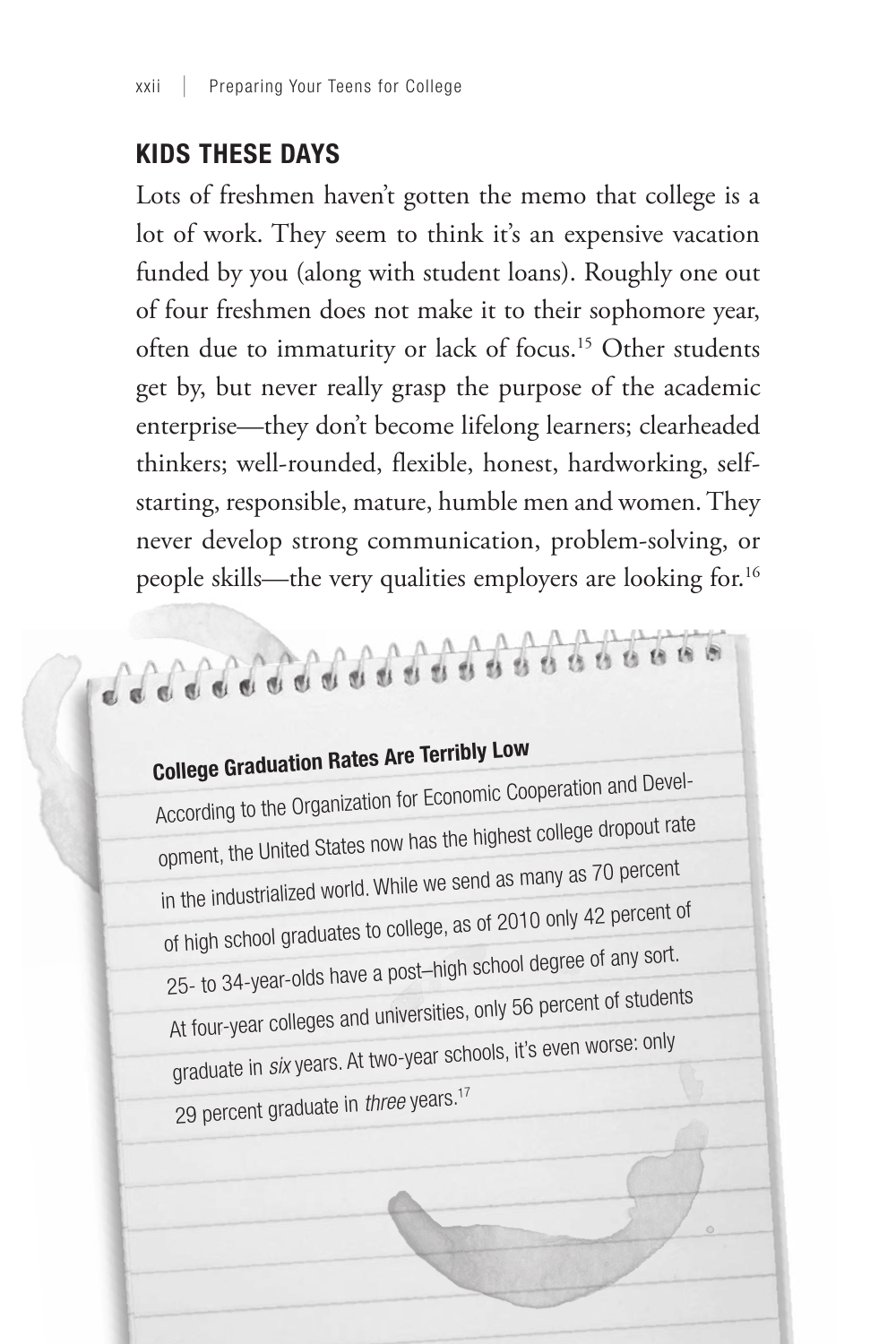## KIDS THESE DAYS

Lots of freshmen haven't gotten the memo that college is a lot of work. They seem to think it's an expensive vacation funded by you (along with student loans). Roughly one out of four freshmen does not make it to their sophomore year, often due to immaturity or lack of focus.[15] Other students get by, but never really grasp the purpose of the academic enterprise—they don't become lifelong learners; clearheaded thinkers; well-rounded, flexible, honest, hardworking, self-starting, responsible, mature, humble men and women. They never develop strong communication, problem-solving, or people skills—the very qualities employers are looking for.[16]

### College Graduation Rates Are Terribly Low

According to the Organization for Economic Cooperation and Development, the United States now has the highest college dropout rate in the industrialized world. While we send as many as 70 percent of high school graduates to college, as of 2010 only 42 percent of 25- to 34-year-olds have a post–high school degree of any sort. At four-year colleges and universities, only 56 percent of students graduate in *six* years. At two-year schools, it's even worse: only 29 percent graduate in *three* years.[17]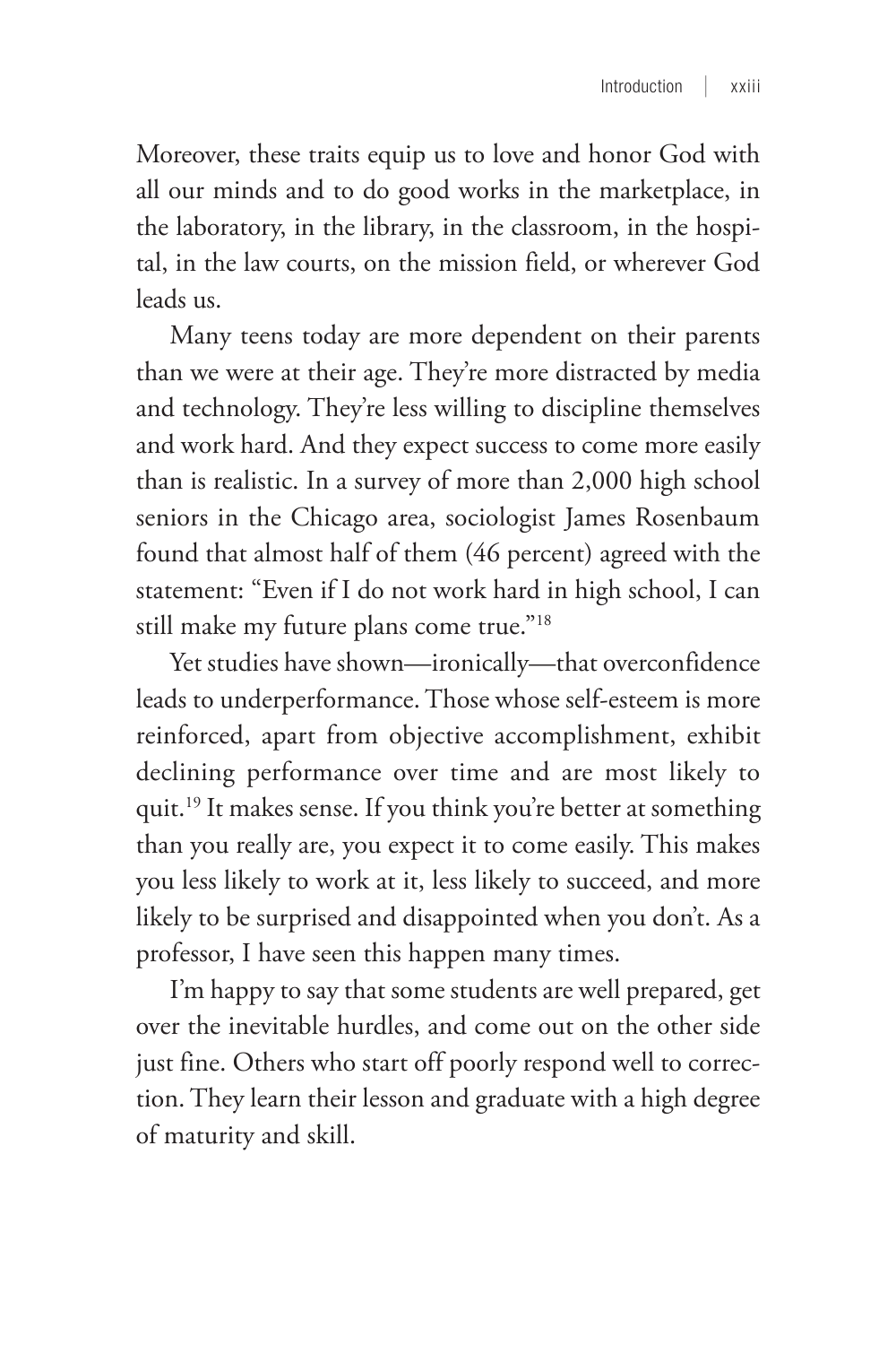Moreover, these traits equip us to love and honor God with all our minds and to do good works in the marketplace, in the laboratory, in the library, in the classroom, in the hospital, in the law courts, on the mission field, or wherever God leads us.

Many teens today are more dependent on their parents than we were at their age. They're more distracted by media and technology. They're less willing to discipline themselves and work hard. And they expect success to come more easily than is realistic. In a survey of more than 2,000 high school seniors in the Chicago area, sociologist James Rosenbaum found that almost half of them (46 percent) agreed with the statement: "Even if I do not work hard in high school, I can still make my future plans come true."[18]

Yet studies have shown—ironically—that overconfidence leads to underperformance. Those whose self-esteem is more reinforced, apart from objective accomplishment, exhibit declining performance over time and are most likely to quit.[19] It makes sense. If you think you're better at something than you really are, you expect it to come easily. This makes you less likely to work at it, less likely to succeed, and more likely to be surprised and disappointed when you don't. As a professor, I have seen this happen many times.

I'm happy to say that some students are well prepared, get over the inevitable hurdles, and come out on the other side just fine. Others who start off poorly respond well to correction. They learn their lesson and graduate with a high degree of maturity and skill.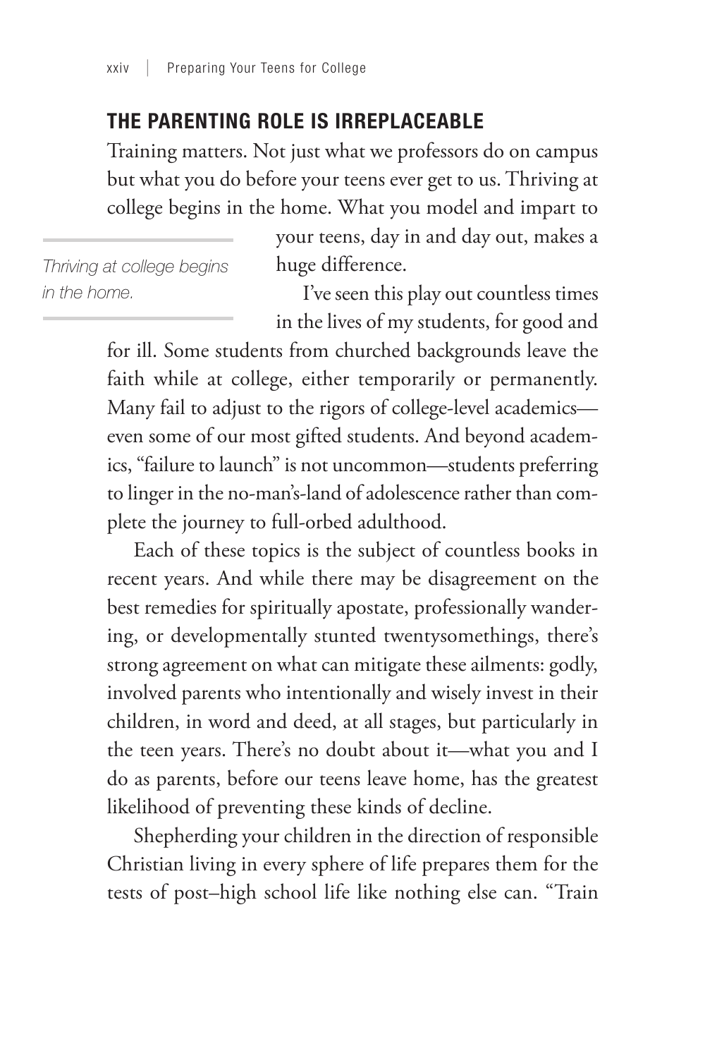## THE PARENTING ROLE IS IRREPLACEABLE

Training matters. Not just what we professors do on campus but what you do before your teens ever get to us. Thriving at college begins in the home. What you model and impart to your teens, day in and day out, makes a huge difference.

*Thriving at college begins in the home.*

I've seen this play out countless times in the lives of my students, for good and for ill. Some students from churched backgrounds leave the faith while at college, either temporarily or permanently. Many fail to adjust to the rigors of college-level academics—even some of our most gifted students. And beyond academics, "failure to launch" is not uncommon—students preferring to linger in the no-man's-land of adolescence rather than complete the journey to full-orbed adulthood.

Each of these topics is the subject of countless books in recent years. And while there may be disagreement on the best remedies for spiritually apostate, professionally wandering, or developmentally stunted twentysomethings, there's strong agreement on what can mitigate these ailments: godly, involved parents who intentionally and wisely invest in their children, in word and deed, at all stages, but particularly in the teen years. There's no doubt about it—what you and I do as parents, before our teens leave home, has the greatest likelihood of preventing these kinds of decline.

Shepherding your children in the direction of responsible Christian living in every sphere of life prepares them for the tests of post–high school life like nothing else can. "Train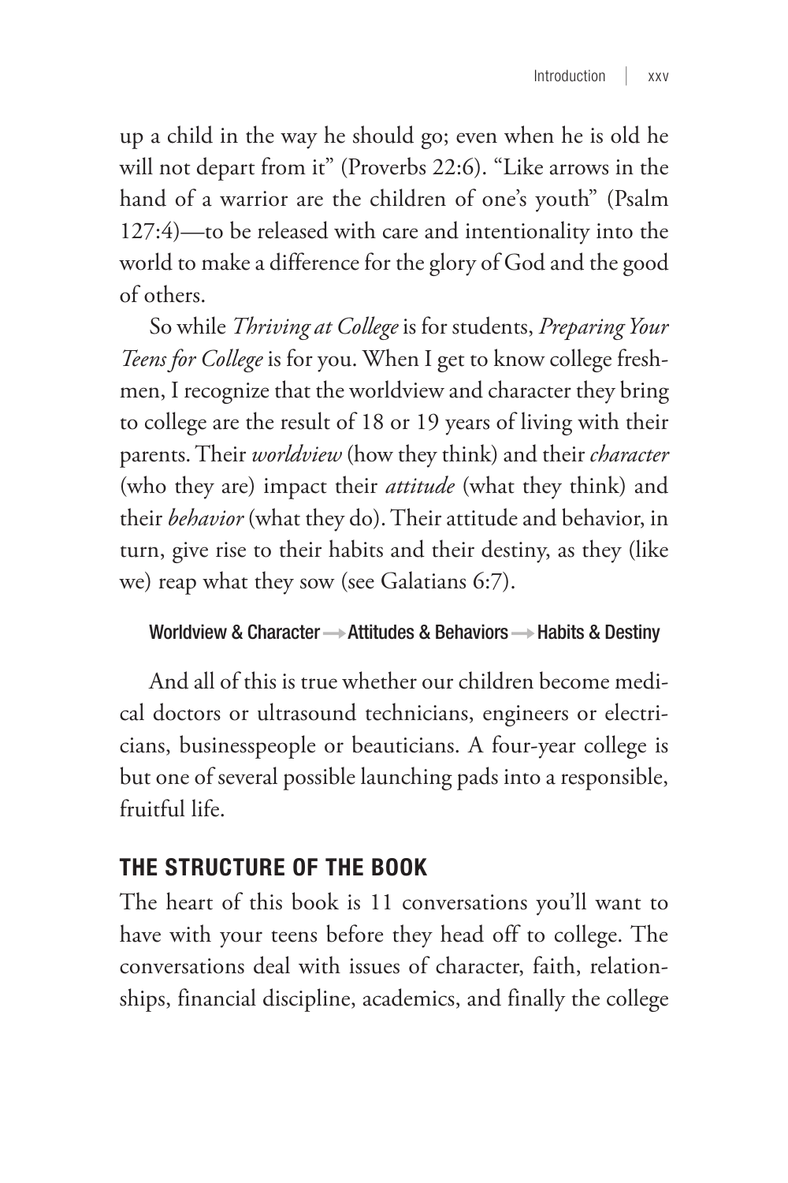up a child in the way he should go; even when he is old he will not depart from it" (Proverbs 22:6). "Like arrows in the hand of a warrior are the children of one's youth" (Psalm 127:4)—to be released with care and intentionality into the world to make a difference for the glory of God and the good of others.

So while *Thriving at College* is for students, *Preparing Your Teens for College* is for you. When I get to know college freshmen, I recognize that the worldview and character they bring to college are the result of 18 or 19 years of living with their parents. Their *worldview* (how they think) and their *character* (who they are) impact their *attitude* (what they think) and their *behavior* (what they do). Their attitude and behavior, in turn, give rise to their habits and their destiny, as they (like we) reap what they sow (see Galatians 6:7).

**Worldview & Character → Attitudes & Behaviors → Habits & Destiny**

And all of this is true whether our children become medical doctors or ultrasound technicians, engineers or electricians, businesspeople or beauticians. A four-year college is but one of several possible launching pads into a responsible, fruitful life.

## THE STRUCTURE OF THE BOOK

The heart of this book is 11 conversations you'll want to have with your teens before they head off to college. The conversations deal with issues of character, faith, relationships, financial discipline, academics, and finally the college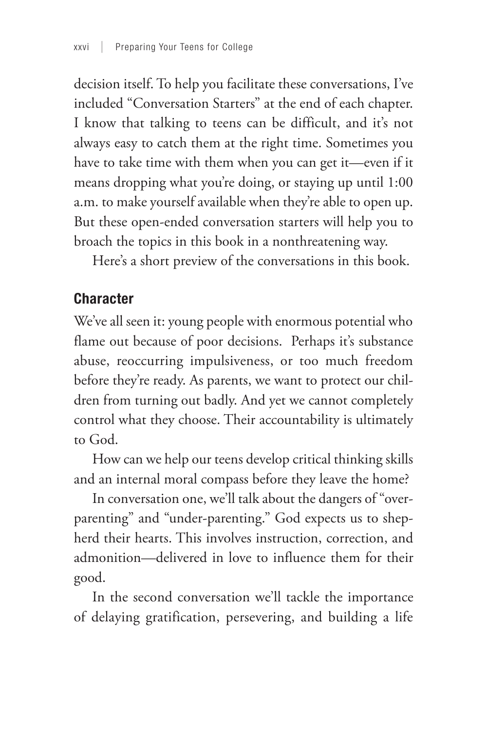decision itself. To help you facilitate these conversations, I've included "Conversation Starters" at the end of each chapter. I know that talking to teens can be difficult, and it's not always easy to catch them at the right time. Sometimes you have to take time with them when you can get it—even if it means dropping what you're doing, or staying up until 1:00 a.m. to make yourself available when they're able to open up. But these open-ended conversation starters will help you to broach the topics in this book in a nonthreatening way.

Here's a short preview of the conversations in this book.

## Character

We've all seen it: young people with enormous potential who flame out because of poor decisions. Perhaps it's substance abuse, reoccurring impulsiveness, or too much freedom before they're ready. As parents, we want to protect our children from turning out badly. And yet we cannot completely control what they choose. Their accountability is ultimately to God.

How can we help our teens develop critical thinking skills and an internal moral compass before they leave the home?

In conversation one, we'll talk about the dangers of "over-parenting" and "under-parenting." God expects us to shepherd their hearts. This involves instruction, correction, and admonition—delivered in love to influence them for their good.

In the second conversation we'll tackle the importance of delaying gratification, persevering, and building a life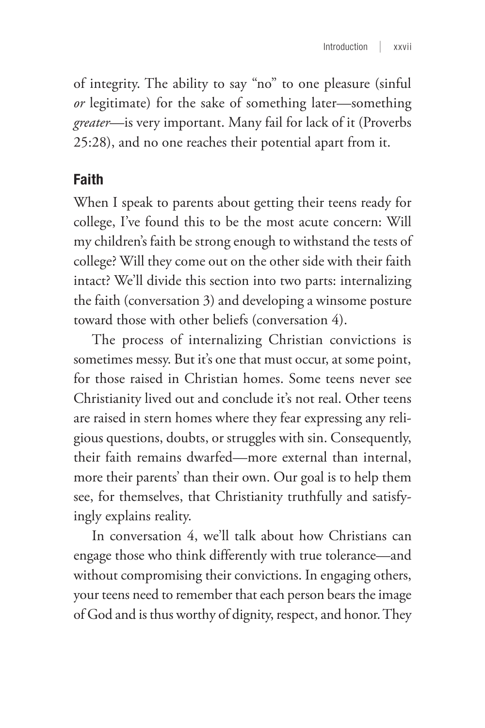of integrity. The ability to say "no" to one pleasure (sinful *or* legitimate) for the sake of something later—something *greater*—is very important. Many fail for lack of it (Proverbs 25:28), and no one reaches their potential apart from it.

### Faith

When I speak to parents about getting their teens ready for college, I've found this to be the most acute concern: Will my children's faith be strong enough to withstand the tests of college? Will they come out on the other side with their faith intact? We'll divide this section into two parts: internalizing the faith (conversation 3) and developing a winsome posture toward those with other beliefs (conversation 4).

The process of internalizing Christian convictions is sometimes messy. But it's one that must occur, at some point, for those raised in Christian homes. Some teens never see Christianity lived out and conclude it's not real. Other teens are raised in stern homes where they fear expressing any religious questions, doubts, or struggles with sin. Consequently, their faith remains dwarfed—more external than internal, more their parents' than their own. Our goal is to help them see, for themselves, that Christianity truthfully and satisfyingly explains reality.

In conversation 4, we'll talk about how Christians can engage those who think differently with true tolerance—and without compromising their convictions. In engaging others, your teens need to remember that each person bears the image of God and is thus worthy of dignity, respect, and honor. They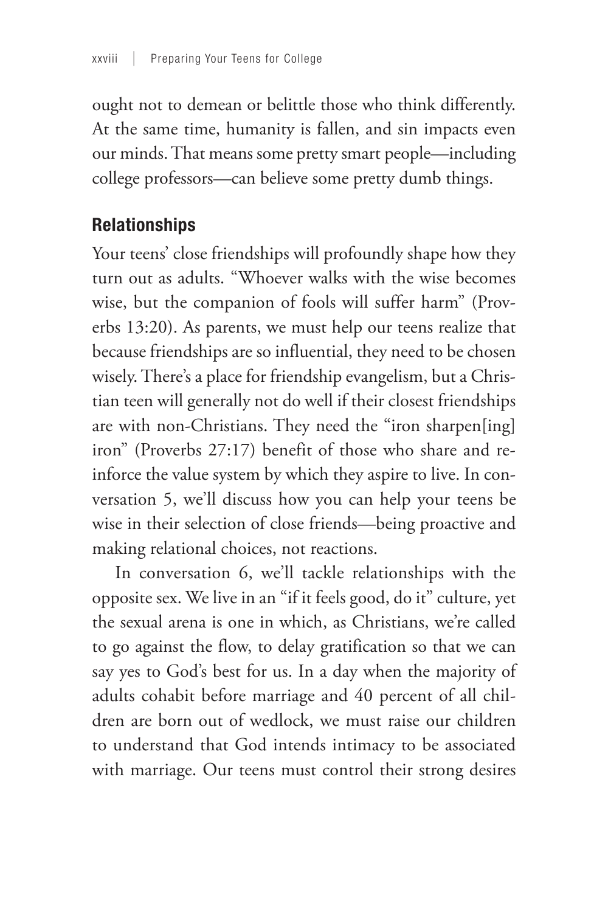ought not to demean or belittle those who think differently. At the same time, humanity is fallen, and sin impacts even our minds. That means some pretty smart people—including college professors—can believe some pretty dumb things.

### Relationships

Your teens' close friendships will profoundly shape how they turn out as adults. "Whoever walks with the wise becomes wise, but the companion of fools will suffer harm" (Proverbs 13:20). As parents, we must help our teens realize that because friendships are so influential, they need to be chosen wisely. There's a place for friendship evangelism, but a Christian teen will generally not do well if their closest friendships are with non-Christians. They need the "iron sharpen[ing] iron" (Proverbs 27:17) benefit of those who share and reinforce the value system by which they aspire to live. In conversation 5, we'll discuss how you can help your teens be wise in their selection of close friends—being proactive and making relational choices, not reactions.

In conversation 6, we'll tackle relationships with the opposite sex. We live in an "if it feels good, do it" culture, yet the sexual arena is one in which, as Christians, we're called to go against the flow, to delay gratification so that we can say yes to God's best for us. In a day when the majority of adults cohabit before marriage and 40 percent of all children are born out of wedlock, we must raise our children to understand that God intends intimacy to be associated with marriage. Our teens must control their strong desires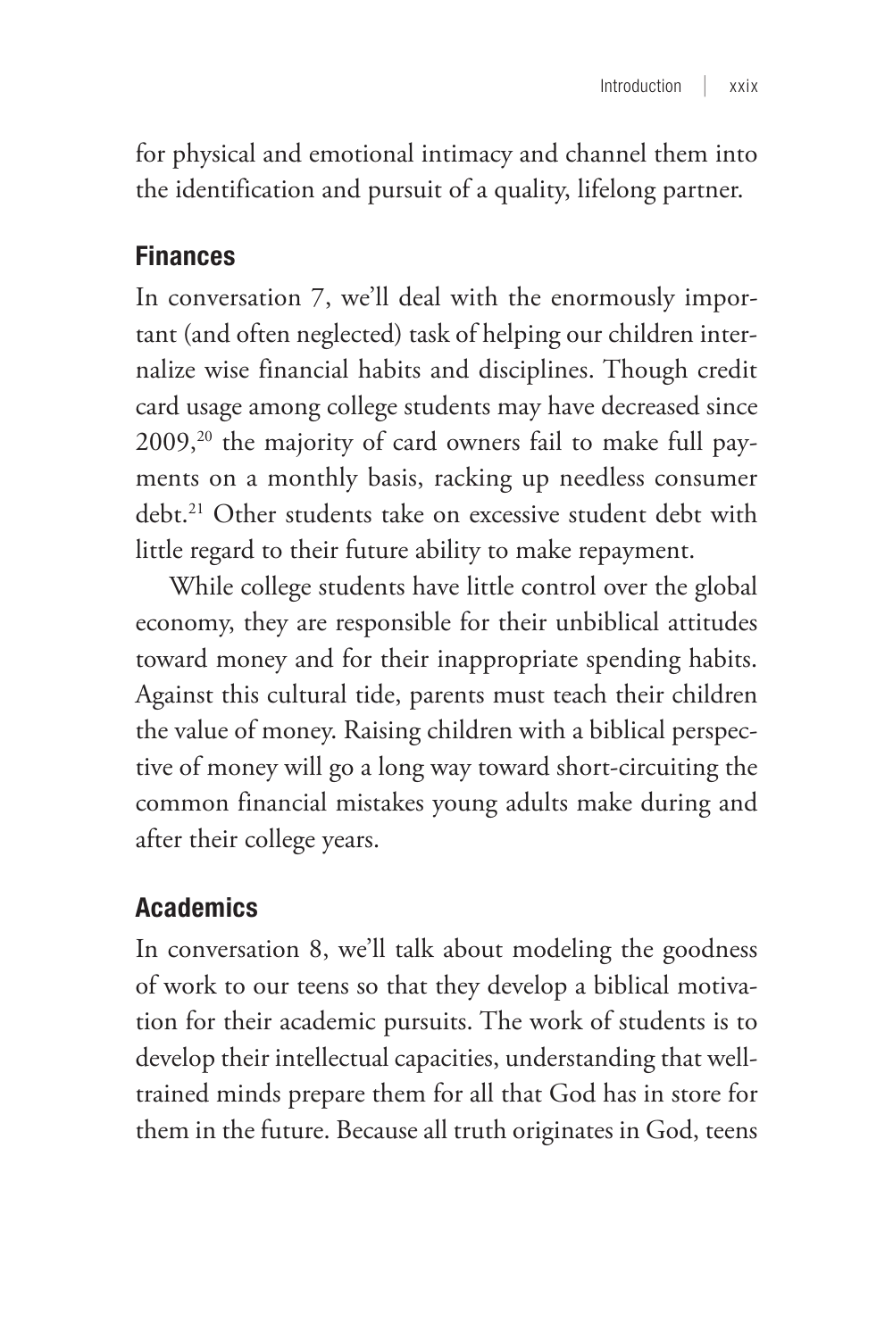for physical and emotional intimacy and channel them into the identification and pursuit of a quality, lifelong partner.

### Finances

In conversation 7, we'll deal with the enormously important (and often neglected) task of helping our children internalize wise financial habits and disciplines. Though credit card usage among college students may have decreased since 2009,[20] the majority of card owners fail to make full payments on a monthly basis, racking up needless consumer debt.[21] Other students take on excessive student debt with little regard to their future ability to make repayment.

While college students have little control over the global economy, they are responsible for their unbiblical attitudes toward money and for their inappropriate spending habits. Against this cultural tide, parents must teach their children the value of money. Raising children with a biblical perspective of money will go a long way toward short-circuiting the common financial mistakes young adults make during and after their college years.

### Academics

In conversation 8, we'll talk about modeling the goodness of work to our teens so that they develop a biblical motivation for their academic pursuits. The work of students is to develop their intellectual capacities, understanding that well-trained minds prepare them for all that God has in store for them in the future. Because all truth originates in God, teens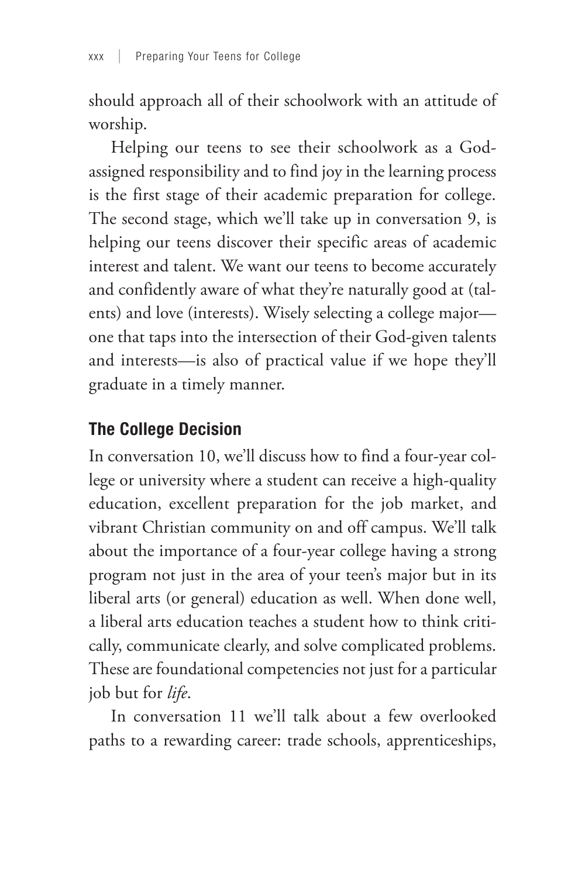should approach all of their schoolwork with an attitude of worship.

Helping our teens to see their schoolwork as a God-assigned responsibility and to find joy in the learning process is the first stage of their academic preparation for college. The second stage, which we'll take up in conversation 9, is helping our teens discover their specific areas of academic interest and talent. We want our teens to become accurately and confidently aware of what they're naturally good at (talents) and love (interests). Wisely selecting a college major—one that taps into the intersection of their God-given talents and interests—is also of practical value if we hope they'll graduate in a timely manner.

## The College Decision

In conversation 10, we'll discuss how to find a four-year college or university where a student can receive a high-quality education, excellent preparation for the job market, and vibrant Christian community on and off campus. We'll talk about the importance of a four-year college having a strong program not just in the area of your teen's major but in its liberal arts (or general) education as well. When done well, a liberal arts education teaches a student how to think critically, communicate clearly, and solve complicated problems. These are foundational competencies not just for a particular job but for *life*.

In conversation 11 we'll talk about a few overlooked paths to a rewarding career: trade schools, apprenticeships,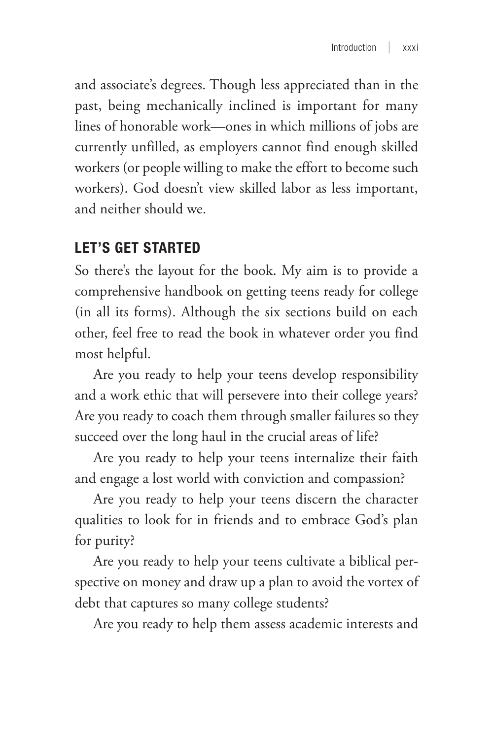and associate's degrees. Though less appreciated than in the past, being mechanically inclined is important for many lines of honorable work—ones in which millions of jobs are currently unfilled, as employers cannot find enough skilled workers (or people willing to make the effort to become such workers). God doesn't view skilled labor as less important, and neither should we.

## LET'S GET STARTED

So there's the layout for the book. My aim is to provide a comprehensive handbook on getting teens ready for college (in all its forms). Although the six sections build on each other, feel free to read the book in whatever order you find most helpful.

Are you ready to help your teens develop responsibility and a work ethic that will persevere into their college years? Are you ready to coach them through smaller failures so they succeed over the long haul in the crucial areas of life?

Are you ready to help your teens internalize their faith and engage a lost world with conviction and compassion?

Are you ready to help your teens discern the character qualities to look for in friends and to embrace God's plan for purity?

Are you ready to help your teens cultivate a biblical perspective on money and draw up a plan to avoid the vortex of debt that captures so many college students?

Are you ready to help them assess academic interests and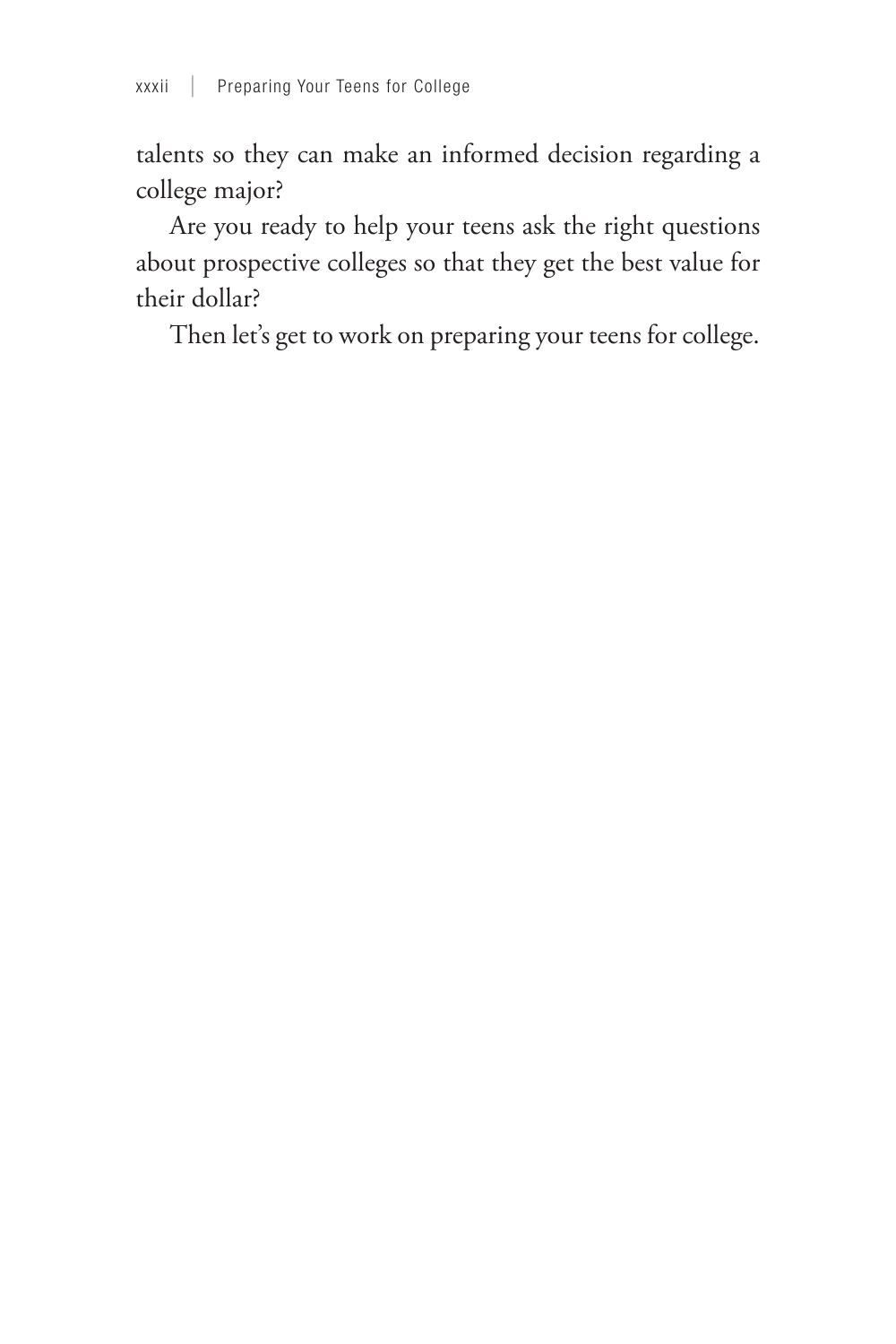talents so they can make an informed decision regarding a college major?

Are you ready to help your teens ask the right questions about prospective colleges so that they get the best value for their dollar?

Then let's get to work on preparing your teens for college.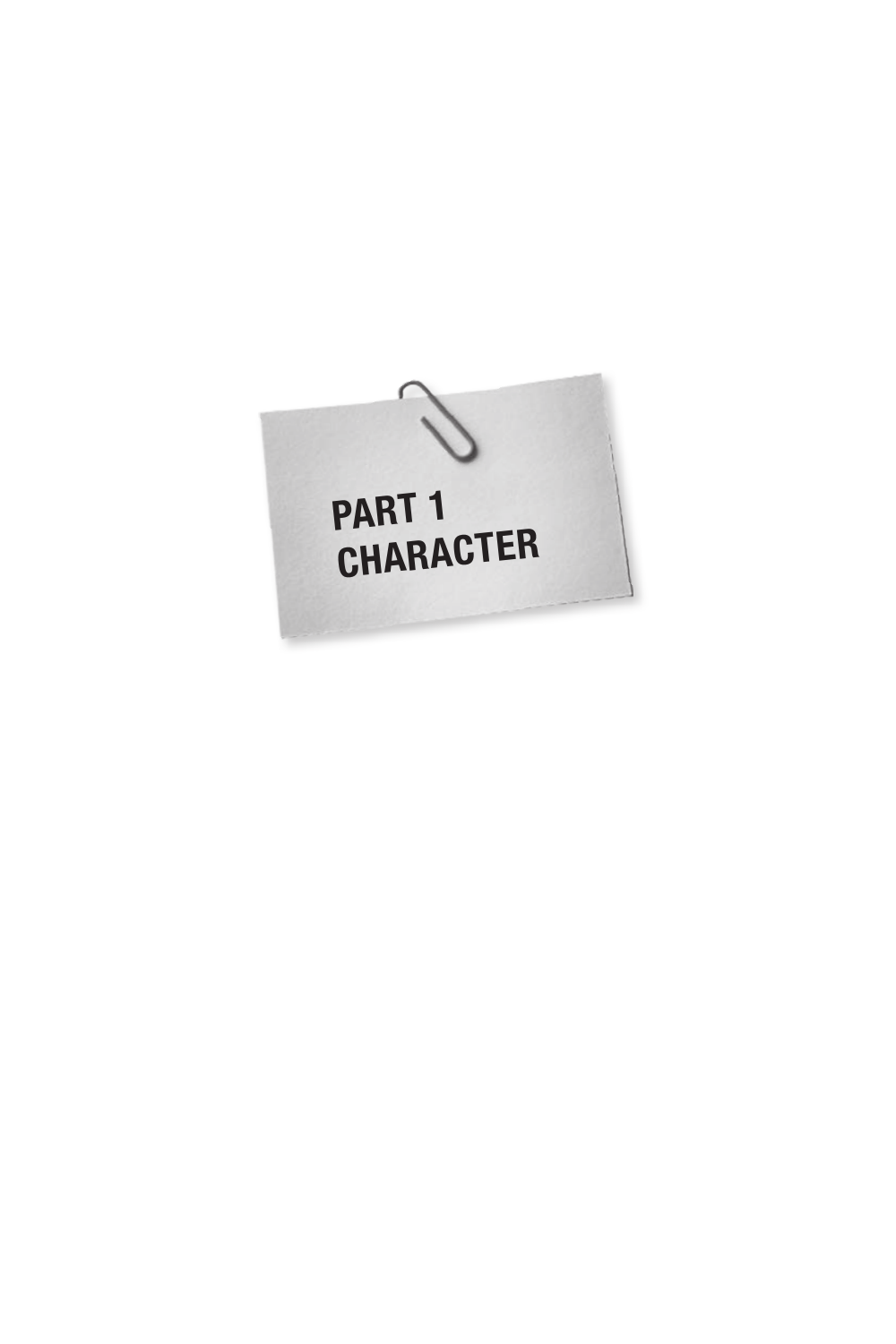# PART 1
# CHARACTER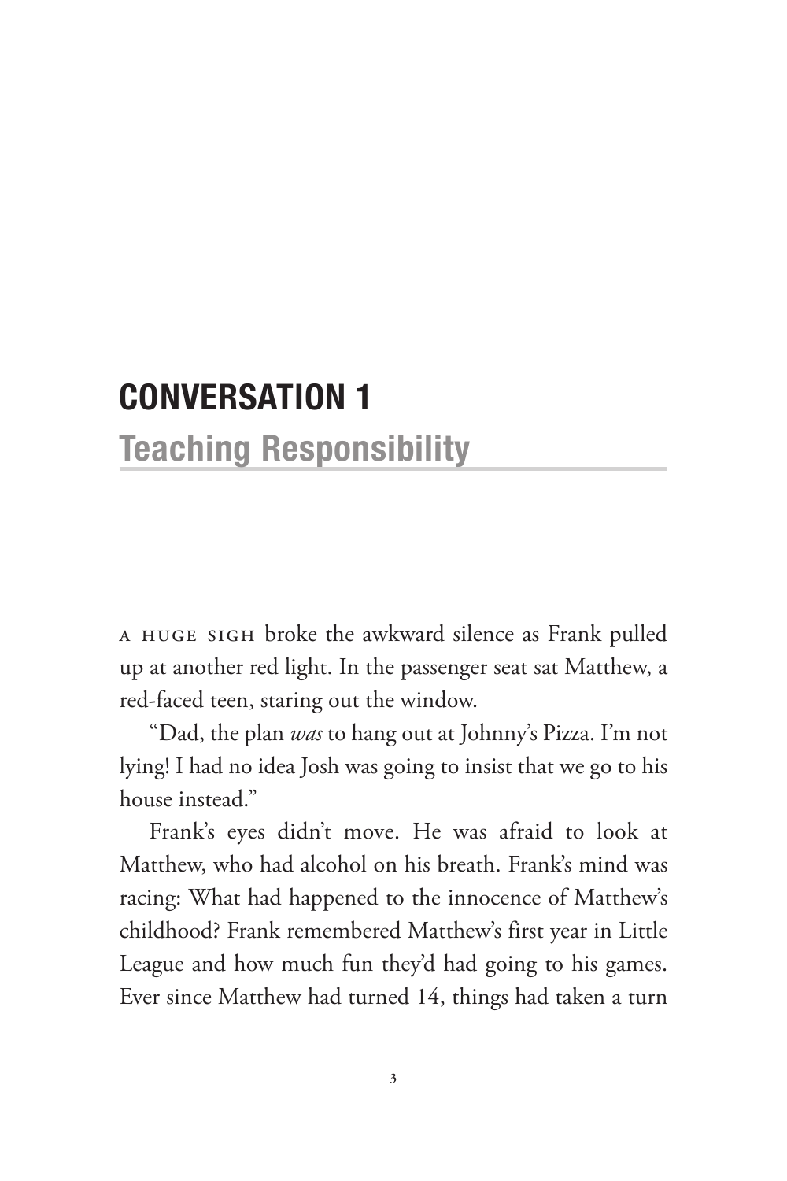# CONVERSATION 1

## Teaching Responsibility

A HUGE SIGH broke the awkward silence as Frank pulled up at another red light. In the passenger seat sat Matthew, a red-faced teen, staring out the window.

"Dad, the plan *was* to hang out at Johnny's Pizza. I'm not lying! I had no idea Josh was going to insist that we go to his house instead."

Frank's eyes didn't move. He was afraid to look at Matthew, who had alcohol on his breath. Frank's mind was racing: What had happened to the innocence of Matthew's childhood? Frank remembered Matthew's first year in Little League and how much fun they'd had going to his games. Ever since Matthew had turned 14, things had taken a turn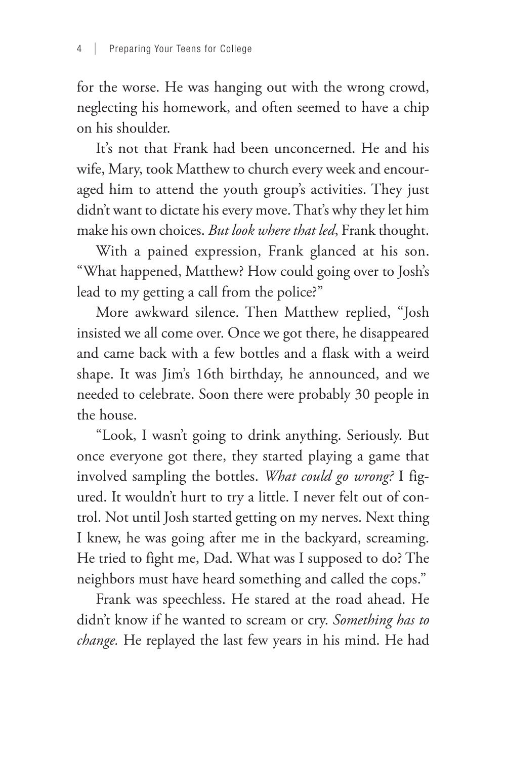for the worse. He was hanging out with the wrong crowd, neglecting his homework, and often seemed to have a chip on his shoulder.

It's not that Frank had been unconcerned. He and his wife, Mary, took Matthew to church every week and encouraged him to attend the youth group's activities. They just didn't want to dictate his every move. That's why they let him make his own choices. *But look where that led*, Frank thought.

With a pained expression, Frank glanced at his son. "What happened, Matthew? How could going over to Josh's lead to my getting a call from the police?"

More awkward silence. Then Matthew replied, "Josh insisted we all come over. Once we got there, he disappeared and came back with a few bottles and a flask with a weird shape. It was Jim's 16th birthday, he announced, and we needed to celebrate. Soon there were probably 30 people in the house.

"Look, I wasn't going to drink anything. Seriously. But once everyone got there, they started playing a game that involved sampling the bottles. *What could go wrong?* I figured. It wouldn't hurt to try a little. I never felt out of control. Not until Josh started getting on my nerves. Next thing I knew, he was going after me in the backyard, screaming. He tried to fight me, Dad. What was I supposed to do? The neighbors must have heard something and called the cops."

Frank was speechless. He stared at the road ahead. He didn't know if he wanted to scream or cry. *Something has to change.* He replayed the last few years in his mind. He had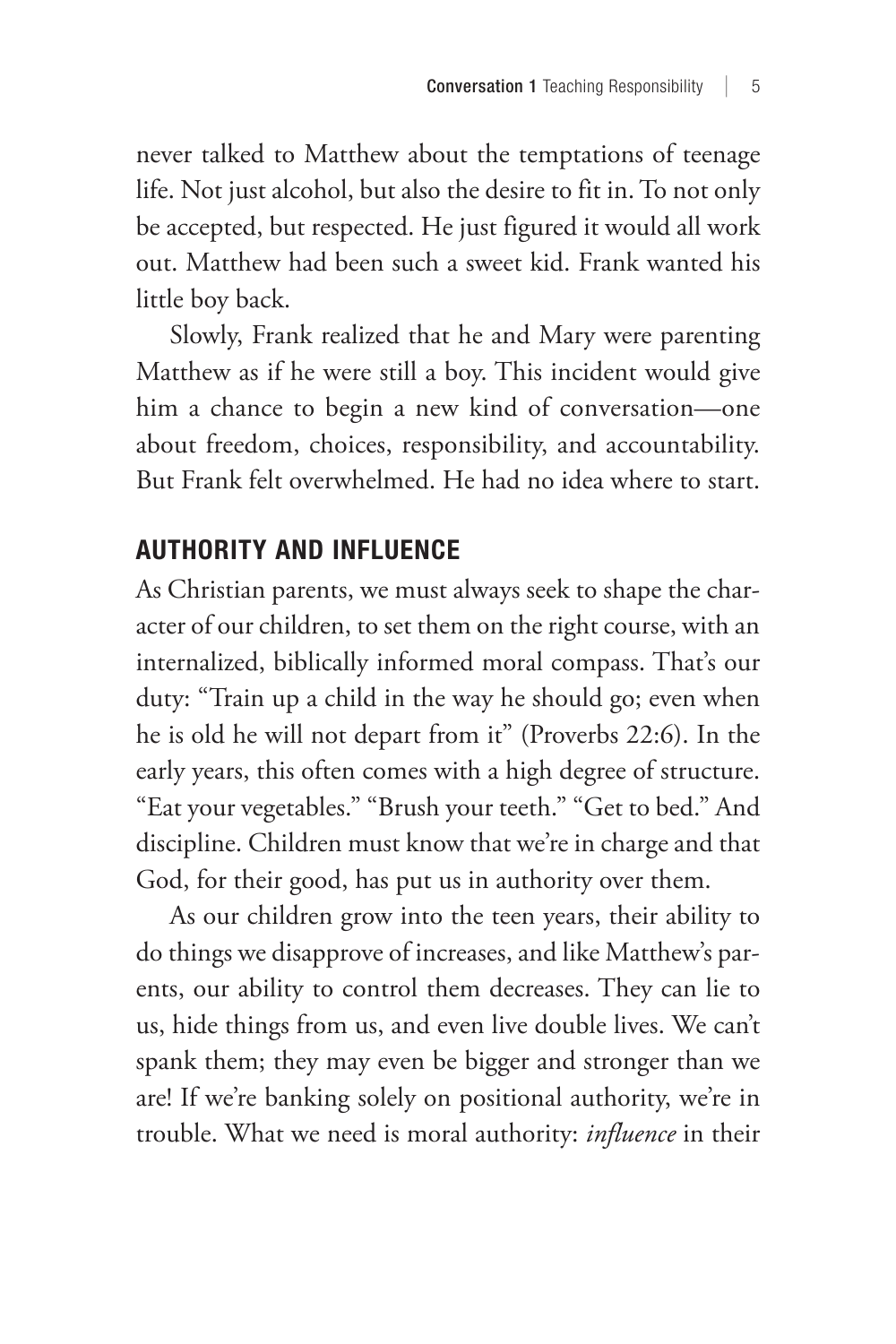never talked to Matthew about the temptations of teenage life. Not just alcohol, but also the desire to fit in. To not only be accepted, but respected. He just figured it would all work out. Matthew had been such a sweet kid. Frank wanted his little boy back.

Slowly, Frank realized that he and Mary were parenting Matthew as if he were still a boy. This incident would give him a chance to begin a new kind of conversation—one about freedom, choices, responsibility, and accountability. But Frank felt overwhelmed. He had no idea where to start.

## AUTHORITY AND INFLUENCE

As Christian parents, we must always seek to shape the character of our children, to set them on the right course, with an internalized, biblically informed moral compass. That's our duty: "Train up a child in the way he should go; even when he is old he will not depart from it" (Proverbs 22:6). In the early years, this often comes with a high degree of structure. "Eat your vegetables." "Brush your teeth." "Get to bed." And discipline. Children must know that we're in charge and that God, for their good, has put us in authority over them.

As our children grow into the teen years, their ability to do things we disapprove of increases, and like Matthew's parents, our ability to control them decreases. They can lie to us, hide things from us, and even live double lives. We can't spank them; they may even be bigger and stronger than we are! If we're banking solely on positional authority, we're in trouble. What we need is moral authority: *influence* in their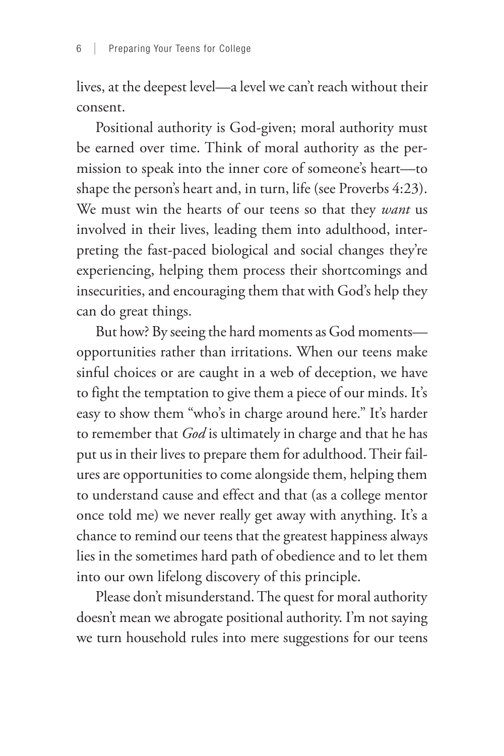lives, at the deepest level—a level we can't reach without their consent.

Positional authority is God-given; moral authority must be earned over time. Think of moral authority as the permission to speak into the inner core of someone's heart—to shape the person's heart and, in turn, life (see Proverbs 4:23). We must win the hearts of our teens so that they *want* us involved in their lives, leading them into adulthood, interpreting the fast-paced biological and social changes they're experiencing, helping them process their shortcomings and insecurities, and encouraging them that with God's help they can do great things.

But how? By seeing the hard moments as God moments—opportunities rather than irritations. When our teens make sinful choices or are caught in a web of deception, we have to fight the temptation to give them a piece of our minds. It's easy to show them "who's in charge around here." It's harder to remember that *God* is ultimately in charge and that he has put us in their lives to prepare them for adulthood. Their failures are opportunities to come alongside them, helping them to understand cause and effect and that (as a college mentor once told me) we never really get away with anything. It's a chance to remind our teens that the greatest happiness always lies in the sometimes hard path of obedience and to let them into our own lifelong discovery of this principle.

Please don't misunderstand. The quest for moral authority doesn't mean we abrogate positional authority. I'm not saying we turn household rules into mere suggestions for our teens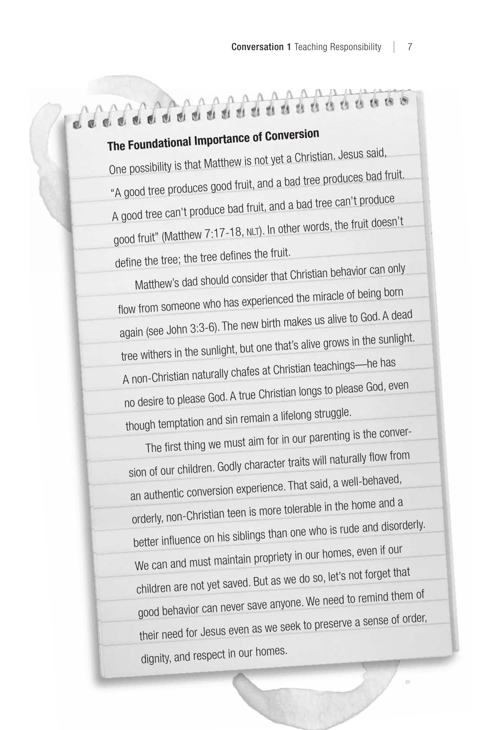## The Foundational Importance of Conversion

One possibility is that Matthew is not yet a Christian. Jesus said, "A good tree produces good fruit, and a bad tree produces bad fruit. A good tree can't produce bad fruit, and a bad tree can't produce good fruit" (Matthew 7:17-18, NLT). In other words, the fruit doesn't define the tree; the tree defines the fruit.

Matthew's dad should consider that Christian behavior can only flow from someone who has experienced the miracle of being born again (see John 3:3-6). The new birth makes us alive to God. A dead tree withers in the sunlight, but one that's alive grows in the sunlight. A non-Christian naturally chafes at Christian teachings—he has no desire to please God. A true Christian longs to please God, even though temptation and sin remain a lifelong struggle.

The first thing we must aim for in our parenting is the conversion of our children. Godly character traits will naturally flow from an authentic conversion experience. That said, a well-behaved, orderly, non-Christian teen is more tolerable in the home and a better influence on his siblings than one who is rude and disorderly. We can and must maintain propriety in our homes, even if our children are not yet saved. But as we do so, let's not forget that good behavior can never save anyone. We need to remind them of their need for Jesus even as we seek to preserve a sense of order, dignity, and respect in our homes.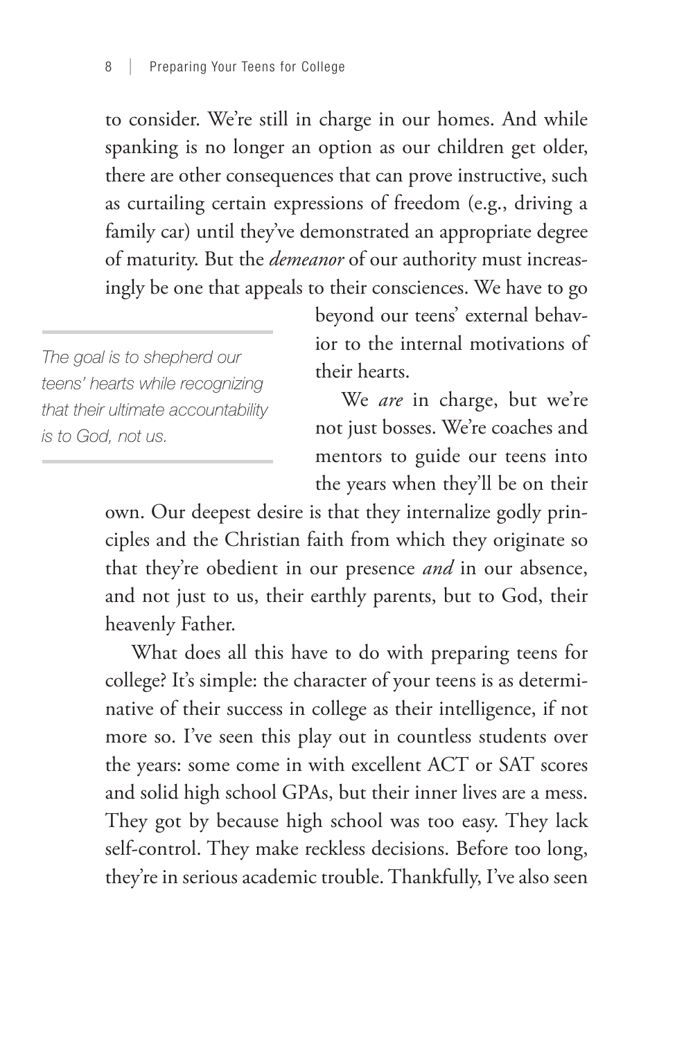to consider. We're still in charge in our homes. And while spanking is no longer an option as our children get older, there are other consequences that can prove instructive, such as curtailing certain expressions of freedom (e.g., driving a family car) until they've demonstrated an appropriate degree of maturity. But the *demeanor* of our authority must increasingly be one that appeals to their consciences. We have to go beyond our teens' external behavior to the internal motivations of their hearts.

> *The goal is to shepherd our teens' hearts while recognizing that their ultimate accountability is to God, not us.*

We *are* in charge, but we're not just bosses. We're coaches and mentors to guide our teens into the years when they'll be on their own. Our deepest desire is that they internalize godly principles and the Christian faith from which they originate so that they're obedient in our presence *and* in our absence, and not just to us, their earthly parents, but to God, their heavenly Father.

What does all this have to do with preparing teens for college? It's simple: the character of your teens is as determinative of their success in college as their intelligence, if not more so. I've seen this play out in countless students over the years: some come in with excellent ACT or SAT scores and solid high school GPAs, but their inner lives are a mess. They got by because high school was too easy. They lack self-control. They make reckless decisions. Before too long, they're in serious academic trouble. Thankfully, I've also seen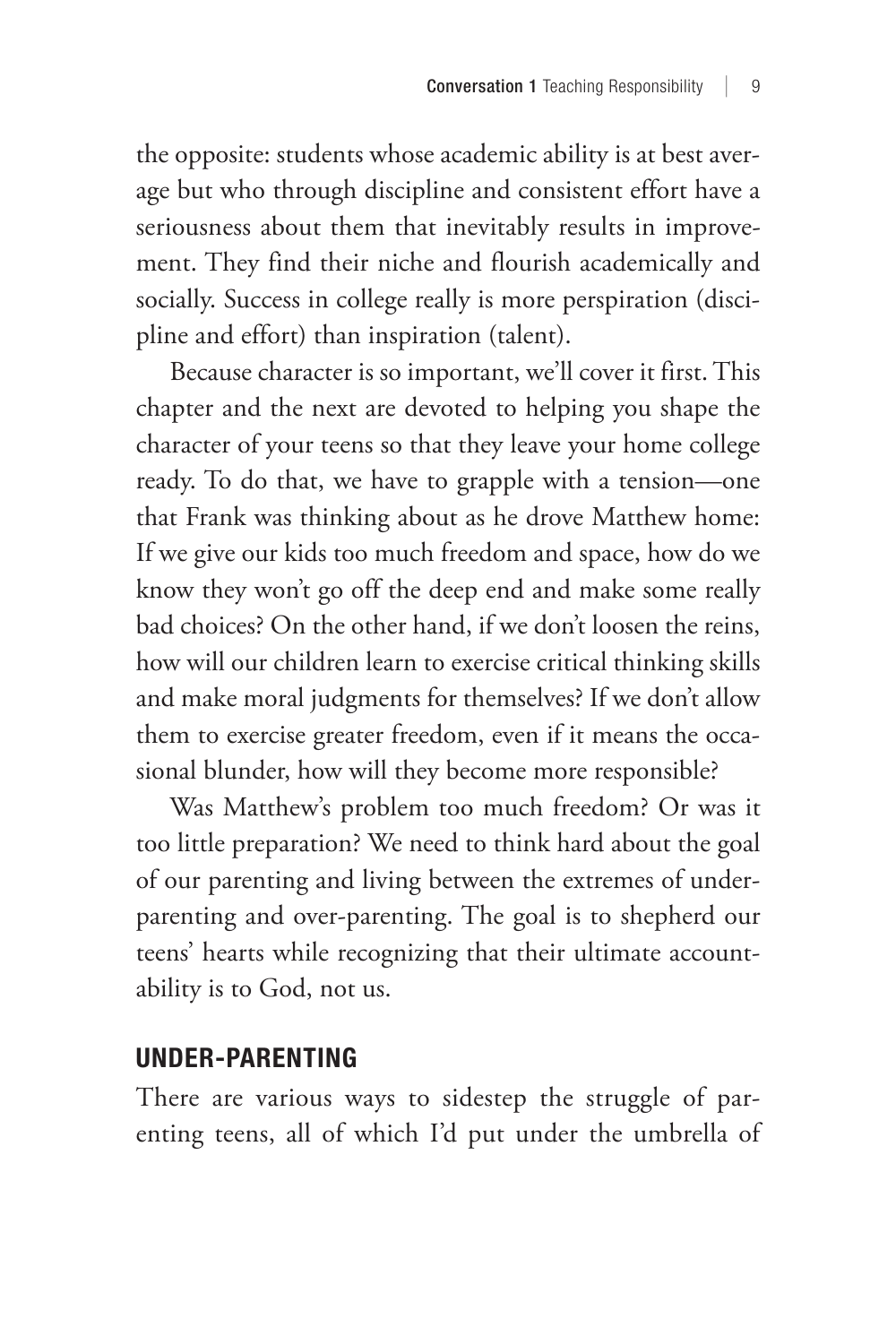the opposite: students whose academic ability is at best average but who through discipline and consistent effort have a seriousness about them that inevitably results in improvement. They find their niche and flourish academically and socially. Success in college really is more perspiration (discipline and effort) than inspiration (talent).

Because character is so important, we'll cover it first. This chapter and the next are devoted to helping you shape the character of your teens so that they leave your home college ready. To do that, we have to grapple with a tension—one that Frank was thinking about as he drove Matthew home: If we give our kids too much freedom and space, how do we know they won't go off the deep end and make some really bad choices? On the other hand, if we don't loosen the reins, how will our children learn to exercise critical thinking skills and make moral judgments for themselves? If we don't allow them to exercise greater freedom, even if it means the occasional blunder, how will they become more responsible?

Was Matthew's problem too much freedom? Or was it too little preparation? We need to think hard about the goal of our parenting and living between the extremes of under-parenting and over-parenting. The goal is to shepherd our teens' hearts while recognizing that their ultimate accountability is to God, not us.

## UNDER-PARENTING

There are various ways to sidestep the struggle of parenting teens, all of which I'd put under the umbrella of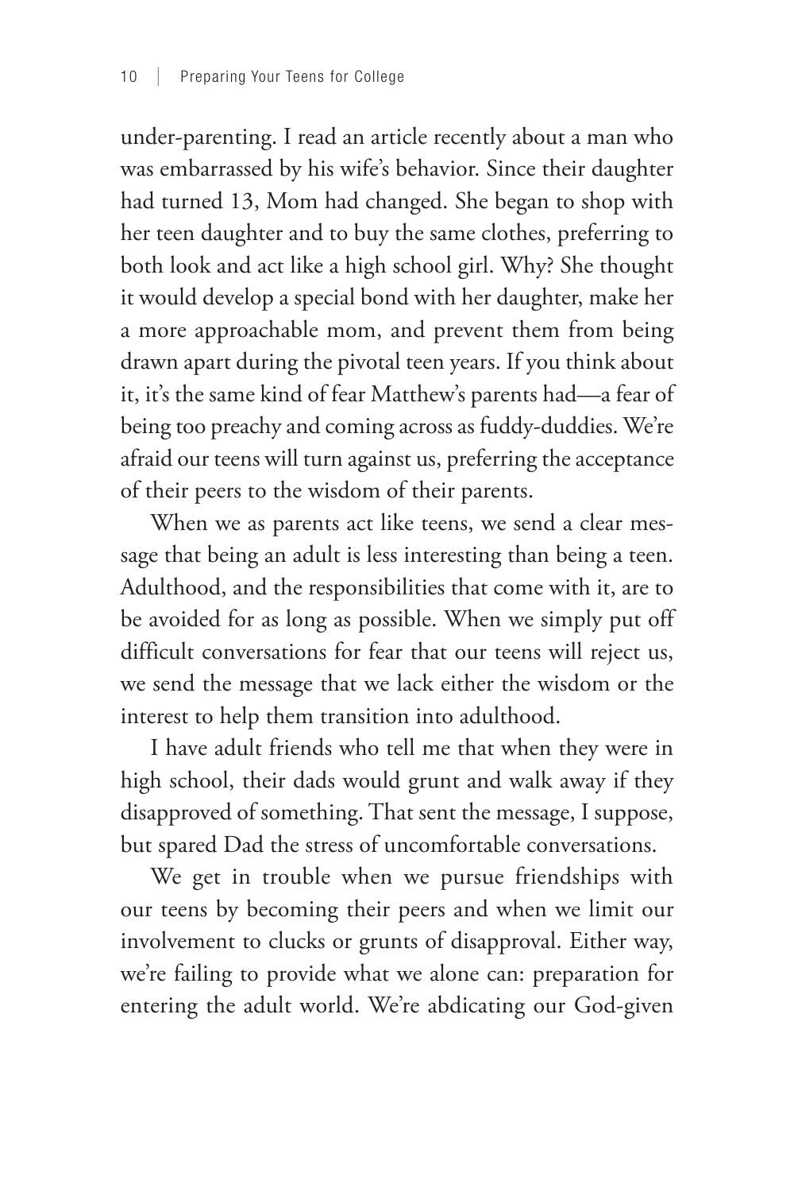under-parenting. I read an article recently about a man who was embarrassed by his wife's behavior. Since their daughter had turned 13, Mom had changed. She began to shop with her teen daughter and to buy the same clothes, preferring to both look and act like a high school girl. Why? She thought it would develop a special bond with her daughter, make her a more approachable mom, and prevent them from being drawn apart during the pivotal teen years. If you think about it, it's the same kind of fear Matthew's parents had—a fear of being too preachy and coming across as fuddy-duddies. We're afraid our teens will turn against us, preferring the acceptance of their peers to the wisdom of their parents.

When we as parents act like teens, we send a clear message that being an adult is less interesting than being a teen. Adulthood, and the responsibilities that come with it, are to be avoided for as long as possible. When we simply put off difficult conversations for fear that our teens will reject us, we send the message that we lack either the wisdom or the interest to help them transition into adulthood.

I have adult friends who tell me that when they were in high school, their dads would grunt and walk away if they disapproved of something. That sent the message, I suppose, but spared Dad the stress of uncomfortable conversations.

We get in trouble when we pursue friendships with our teens by becoming their peers and when we limit our involvement to clucks or grunts of disapproval. Either way, we're failing to provide what we alone can: preparation for entering the adult world. We're abdicating our God-given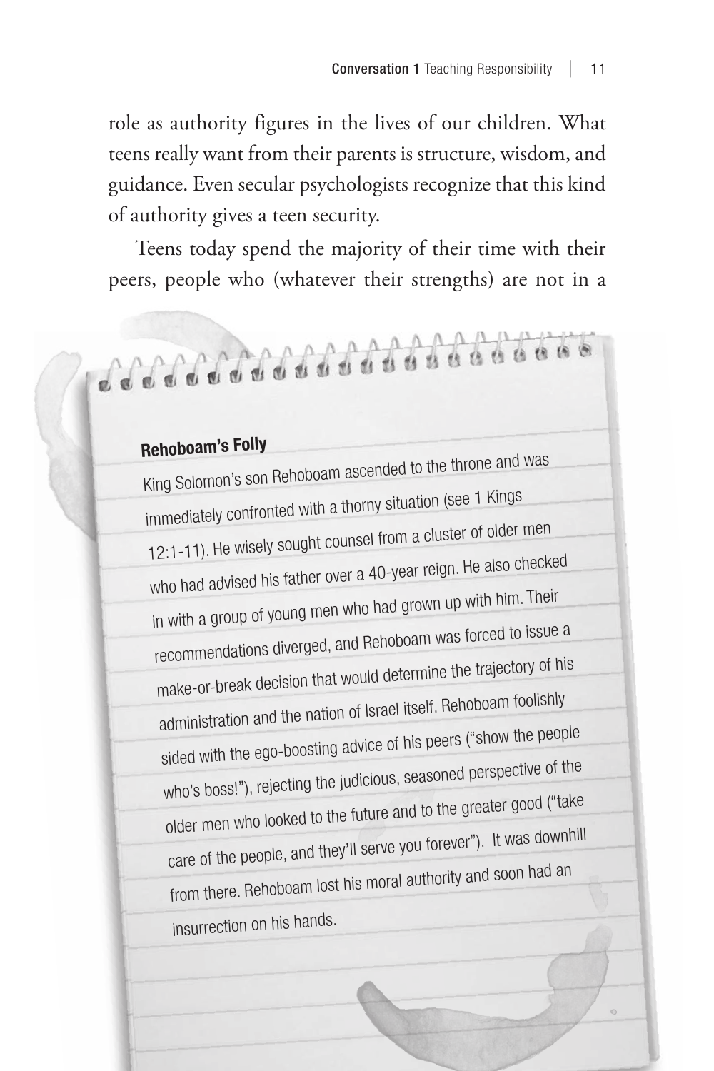role as authority figures in the lives of our children. What teens really want from their parents is structure, wisdom, and guidance. Even secular psychologists recognize that this kind of authority gives a teen security.

Teens today spend the majority of their time with their peers, people who (whatever their strengths) are not in a

**Rehoboam's Folly**

King Solomon's son Rehoboam ascended to the throne and was immediately confronted with a thorny situation (see 1 Kings 12:1-11). He wisely sought counsel from a cluster of older men who had advised his father over a 40-year reign. He also checked in with a group of young men who had grown up with him. Their recommendations diverged, and Rehoboam was forced to issue a make-or-break decision that would determine the trajectory of his administration and the nation of Israel itself. Rehoboam foolishly sided with the ego-boosting advice of his peers ("show the people who's boss!"), rejecting the judicious, seasoned perspective of the older men who looked to the future and to the greater good ("take care of the people, and they'll serve you forever"). It was downhill from there. Rehoboam lost his moral authority and soon had an insurrection on his hands.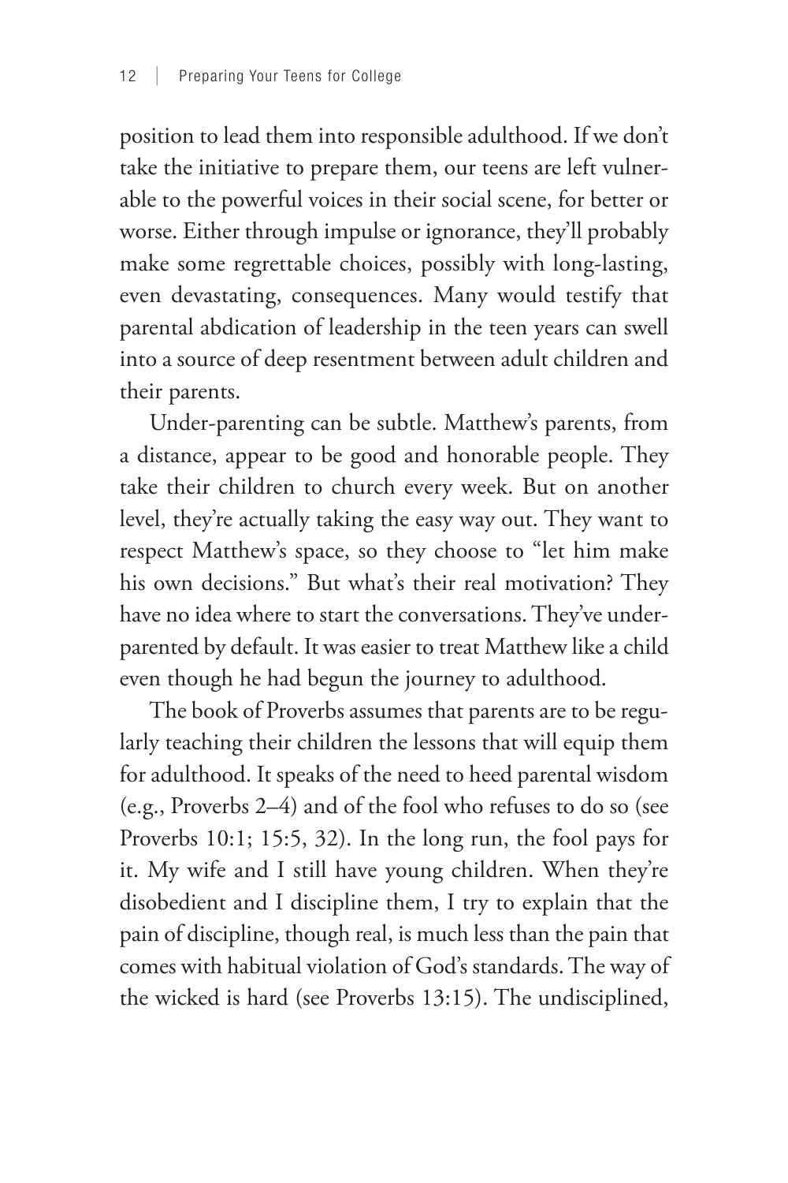position to lead them into responsible adulthood. If we don't take the initiative to prepare them, our teens are left vulnerable to the powerful voices in their social scene, for better or worse. Either through impulse or ignorance, they'll probably make some regrettable choices, possibly with long-lasting, even devastating, consequences. Many would testify that parental abdication of leadership in the teen years can swell into a source of deep resentment between adult children and their parents.

Under-parenting can be subtle. Matthew's parents, from a distance, appear to be good and honorable people. They take their children to church every week. But on another level, they're actually taking the easy way out. They want to respect Matthew's space, so they choose to "let him make his own decisions." But what's their real motivation? They have no idea where to start the conversations. They've under-parented by default. It was easier to treat Matthew like a child even though he had begun the journey to adulthood.

The book of Proverbs assumes that parents are to be regularly teaching their children the lessons that will equip them for adulthood. It speaks of the need to heed parental wisdom (e.g., Proverbs 2–4) and of the fool who refuses to do so (see Proverbs 10:1; 15:5, 32). In the long run, the fool pays for it. My wife and I still have young children. When they're disobedient and I discipline them, I try to explain that the pain of discipline, though real, is much less than the pain that comes with habitual violation of God's standards. The way of the wicked is hard (see Proverbs 13:15). The undisciplined,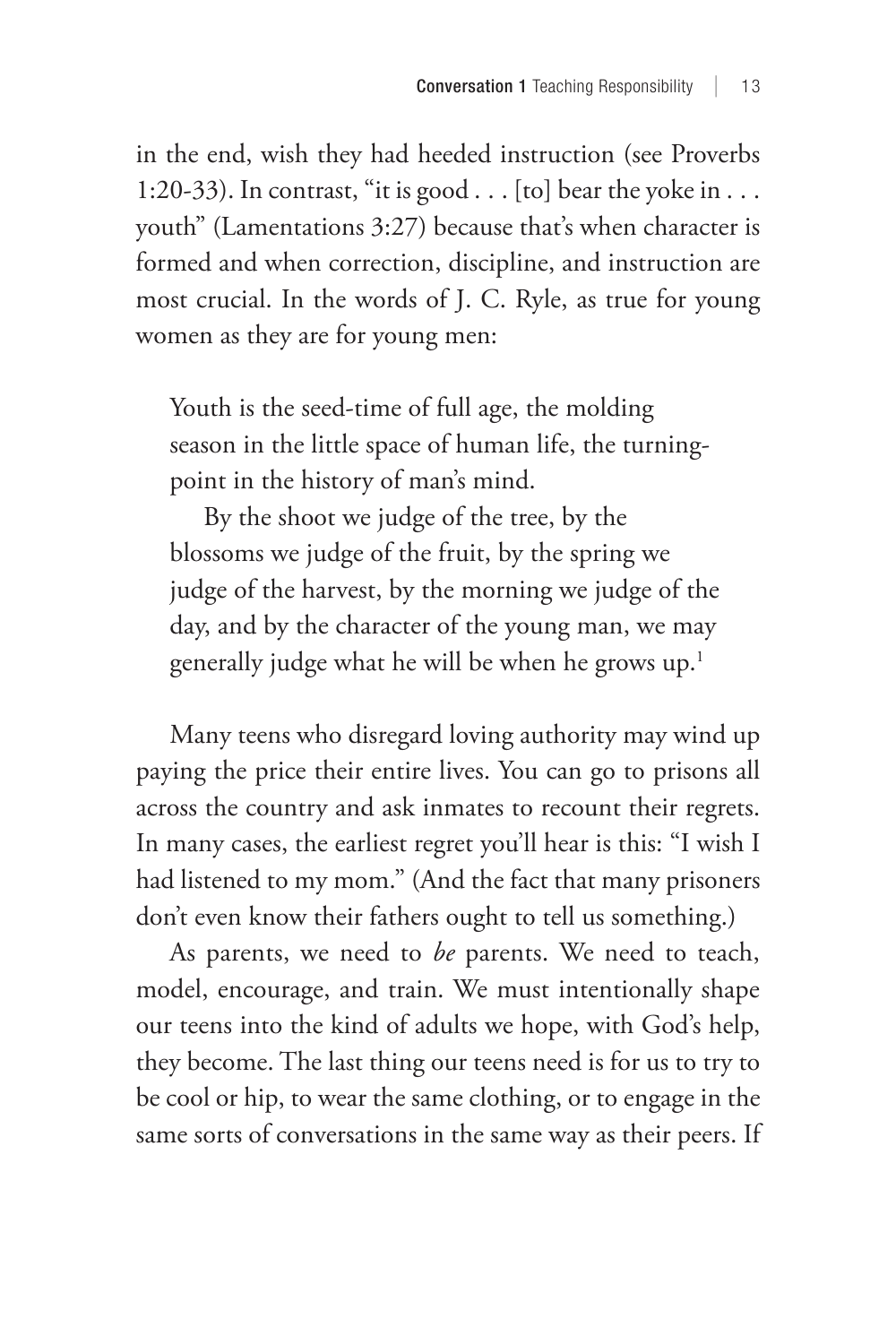in the end, wish they had heeded instruction (see Proverbs 1:20-33). In contrast, "it is good . . . [to] bear the yoke in . . . youth" (Lamentations 3:27) because that's when character is formed and when correction, discipline, and instruction are most crucial. In the words of J. C. Ryle, as true for young women as they are for young men:

> Youth is the seed-time of full age, the molding season in the little space of human life, the turning-point in the history of man's mind.
>
> By the shoot we judge of the tree, by the blossoms we judge of the fruit, by the spring we judge of the harvest, by the morning we judge of the day, and by the character of the young man, we may generally judge what he will be when he grows up.[1]

Many teens who disregard loving authority may wind up paying the price their entire lives. You can go to prisons all across the country and ask inmates to recount their regrets. In many cases, the earliest regret you'll hear is this: "I wish I had listened to my mom." (And the fact that many prisoners don't even know their fathers ought to tell us something.)

As parents, we need to *be* parents. We need to teach, model, encourage, and train. We must intentionally shape our teens into the kind of adults we hope, with God's help, they become. The last thing our teens need is for us to try to be cool or hip, to wear the same clothing, or to engage in the same sorts of conversations in the same way as their peers. If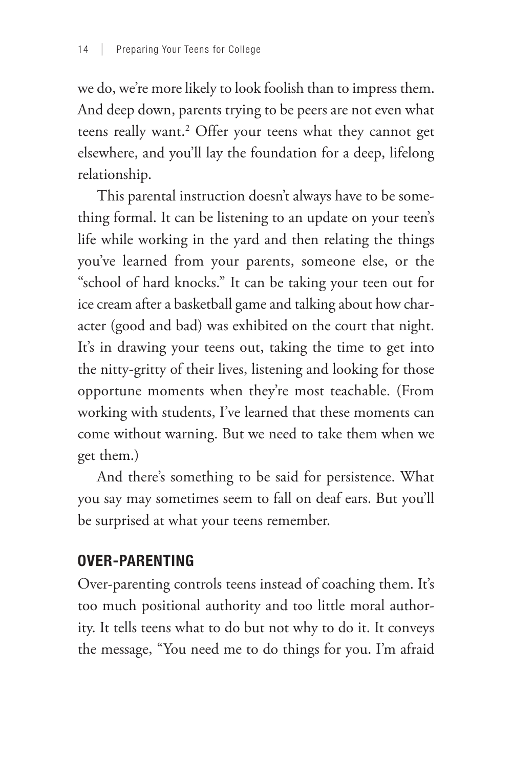we do, we're more likely to look foolish than to impress them. And deep down, parents trying to be peers are not even what teens really want.[2] Offer your teens what they cannot get elsewhere, and you'll lay the foundation for a deep, lifelong relationship.

This parental instruction doesn't always have to be something formal. It can be listening to an update on your teen's life while working in the yard and then relating the things you've learned from your parents, someone else, or the "school of hard knocks." It can be taking your teen out for ice cream after a basketball game and talking about how character (good and bad) was exhibited on the court that night. It's in drawing your teens out, taking the time to get into the nitty-gritty of their lives, listening and looking for those opportune moments when they're most teachable. (From working with students, I've learned that these moments can come without warning. But we need to take them when we get them.)

And there's something to be said for persistence. What you say may sometimes seem to fall on deaf ears. But you'll be surprised at what your teens remember.

## OVER-PARENTING

Over-parenting controls teens instead of coaching them. It's too much positional authority and too little moral authority. It tells teens what to do but not why to do it. It conveys the message, "You need me to do things for you. I'm afraid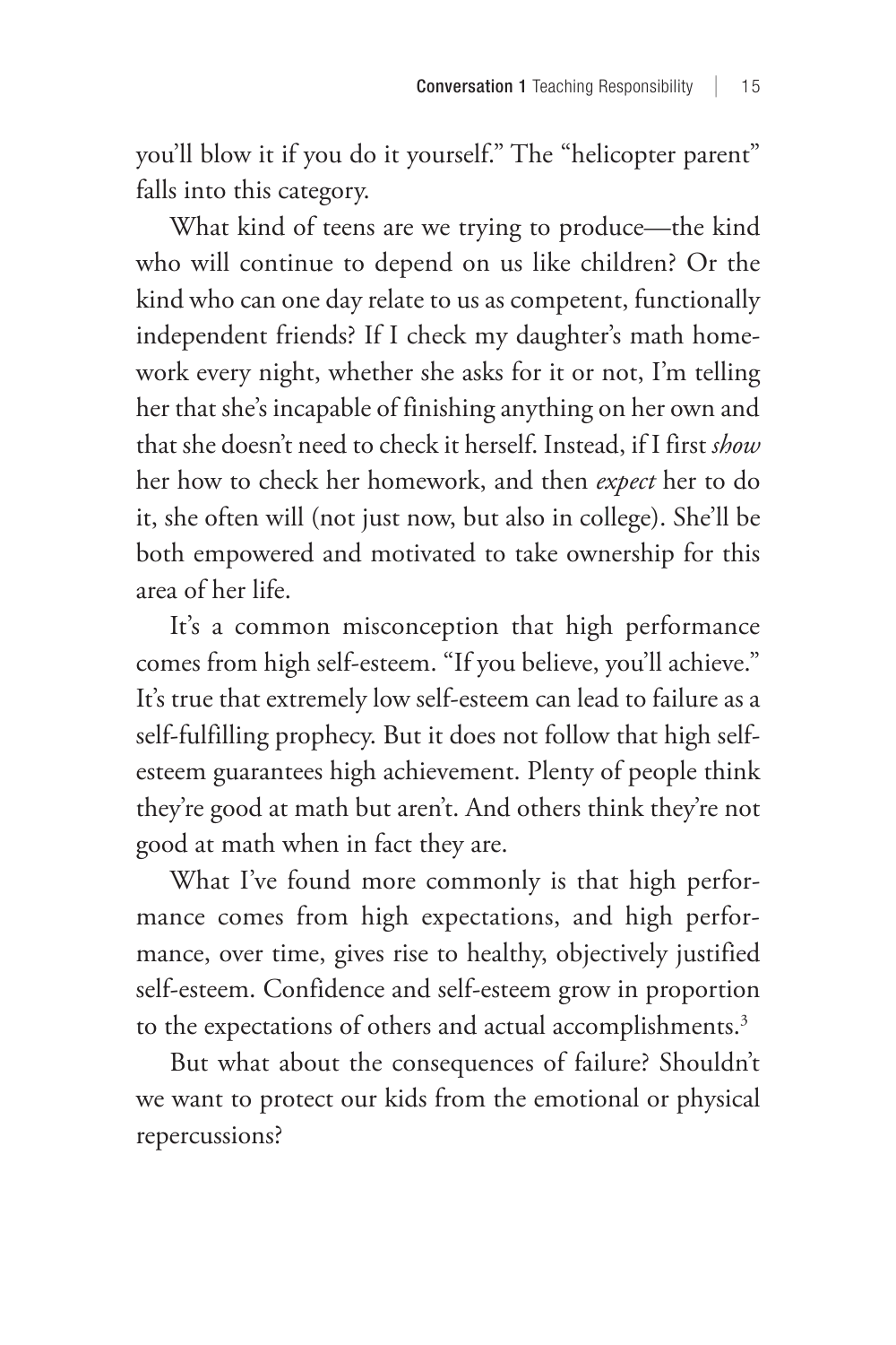you'll blow it if you do it yourself." The "helicopter parent" falls into this category.

What kind of teens are we trying to produce—the kind who will continue to depend on us like children? Or the kind who can one day relate to us as competent, functionally independent friends? If I check my daughter's math homework every night, whether she asks for it or not, I'm telling her that she's incapable of finishing anything on her own and that she doesn't need to check it herself. Instead, if I first *show* her how to check her homework, and then *expect* her to do it, she often will (not just now, but also in college). She'll be both empowered and motivated to take ownership for this area of her life.

It's a common misconception that high performance comes from high self-esteem. "If you believe, you'll achieve." It's true that extremely low self-esteem can lead to failure as a self-fulfilling prophecy. But it does not follow that high self-esteem guarantees high achievement. Plenty of people think they're good at math but aren't. And others think they're not good at math when in fact they are.

What I've found more commonly is that high performance comes from high expectations, and high performance, over time, gives rise to healthy, objectively justified self-esteem. Confidence and self-esteem grow in proportion to the expectations of others and actual accomplishments.[3]

But what about the consequences of failure? Shouldn't we want to protect our kids from the emotional or physical repercussions?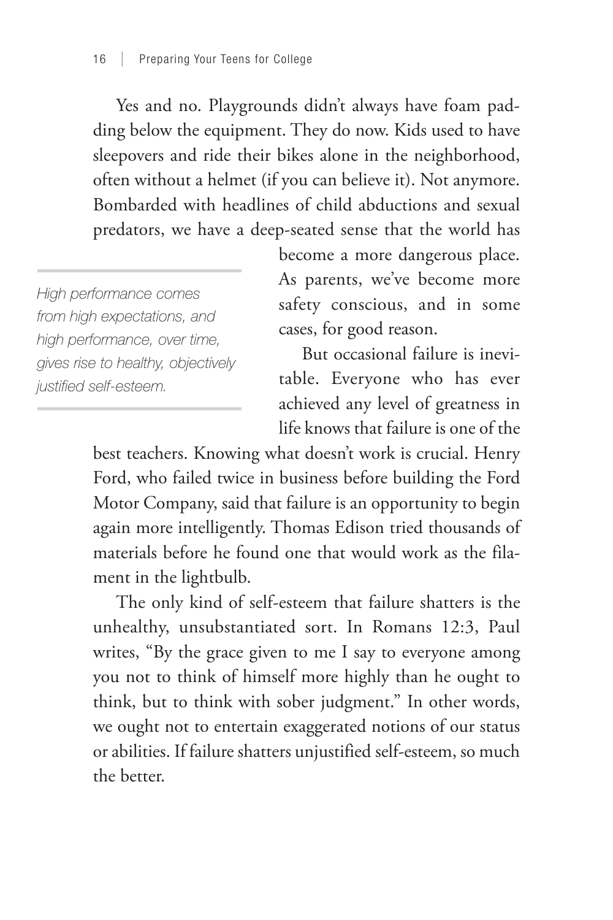Yes and no. Playgrounds didn't always have foam padding below the equipment. They do now. Kids used to have sleepovers and ride their bikes alone in the neighborhood, often without a helmet (if you can believe it). Not anymore. Bombarded with headlines of child abductions and sexual predators, we have a deep-seated sense that the world has become a more dangerous place. As parents, we've become more safety conscious, and in some cases, for good reason.

*High performance comes from high expectations, and high performance, over time, gives rise to healthy, objectively justified self-esteem.*

But occasional failure is inevitable. Everyone who has ever achieved any level of greatness in life knows that failure is one of the best teachers. Knowing what doesn't work is crucial. Henry Ford, who failed twice in business before building the Ford Motor Company, said that failure is an opportunity to begin again more intelligently. Thomas Edison tried thousands of materials before he found one that would work as the filament in the lightbulb.

The only kind of self-esteem that failure shatters is the unhealthy, unsubstantiated sort. In Romans 12:3, Paul writes, "By the grace given to me I say to everyone among you not to think of himself more highly than he ought to think, but to think with sober judgment." In other words, we ought not to entertain exaggerated notions of our status or abilities. If failure shatters unjustified self-esteem, so much the better.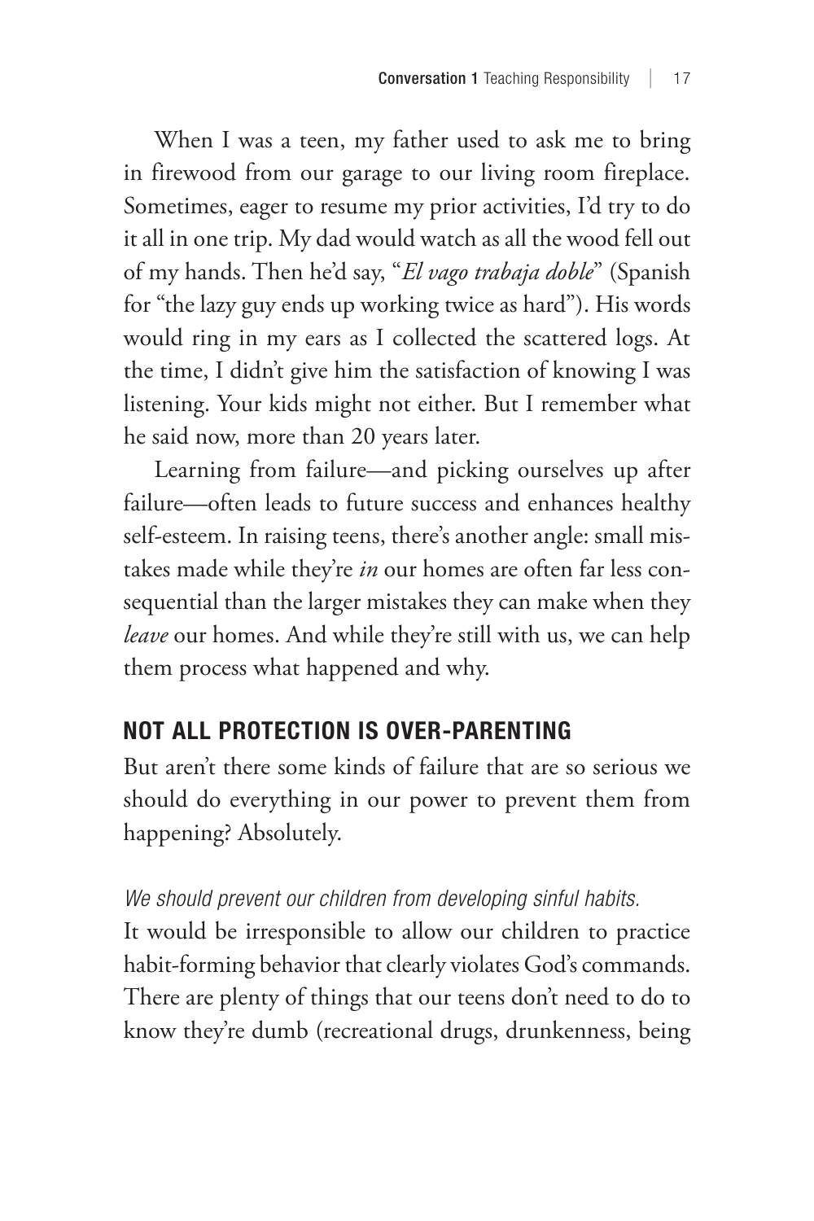When I was a teen, my father used to ask me to bring in firewood from our garage to our living room fireplace. Sometimes, eager to resume my prior activities, I'd try to do it all in one trip. My dad would watch as all the wood fell out of my hands. Then he'd say, "*El vago trabaja doble*" (Spanish for "the lazy guy ends up working twice as hard"). His words would ring in my ears as I collected the scattered logs. At the time, I didn't give him the satisfaction of knowing I was listening. Your kids might not either. But I remember what he said now, more than 20 years later.

Learning from failure—and picking ourselves up after failure—often leads to future success and enhances healthy self-esteem. In raising teens, there's another angle: small mistakes made while they're *in* our homes are often far less consequential than the larger mistakes they can make when they *leave* our homes. And while they're still with us, we can help them process what happened and why.

## NOT ALL PROTECTION IS OVER-PARENTING

But aren't there some kinds of failure that are so serious we should do everything in our power to prevent them from happening? Absolutely.

*We should prevent our children from developing sinful habits.*

It would be irresponsible to allow our children to practice habit-forming behavior that clearly violates God's commands. There are plenty of things that our teens don't need to do to know they're dumb (recreational drugs, drunkenness, being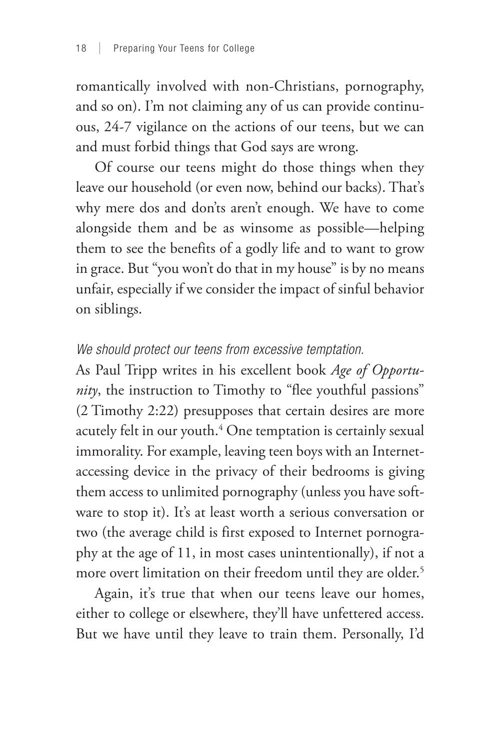romantically involved with non-Christians, pornography, and so on). I'm not claiming any of us can provide continuous, 24-7 vigilance on the actions of our teens, but we can and must forbid things that God says are wrong.

Of course our teens might do those things when they leave our household (or even now, behind our backs). That's why mere dos and don'ts aren't enough. We have to come alongside them and be as winsome as possible—helping them to see the benefits of a godly life and to want to grow in grace. But "you won't do that in my house" is by no means unfair, especially if we consider the impact of sinful behavior on siblings.

*We should protect our teens from excessive temptation.*

As Paul Tripp writes in his excellent book *Age of Opportunity*, the instruction to Timothy to "flee youthful passions" (2 Timothy 2:22) presupposes that certain desires are more acutely felt in our youth.[4] One temptation is certainly sexual immorality. For example, leaving teen boys with an Internet-accessing device in the privacy of their bedrooms is giving them access to unlimited pornography (unless you have software to stop it). It's at least worth a serious conversation or two (the average child is first exposed to Internet pornography at the age of 11, in most cases unintentionally), if not a more overt limitation on their freedom until they are older.[5]

Again, it's true that when our teens leave our homes, either to college or elsewhere, they'll have unfettered access. But we have until they leave to train them. Personally, I'd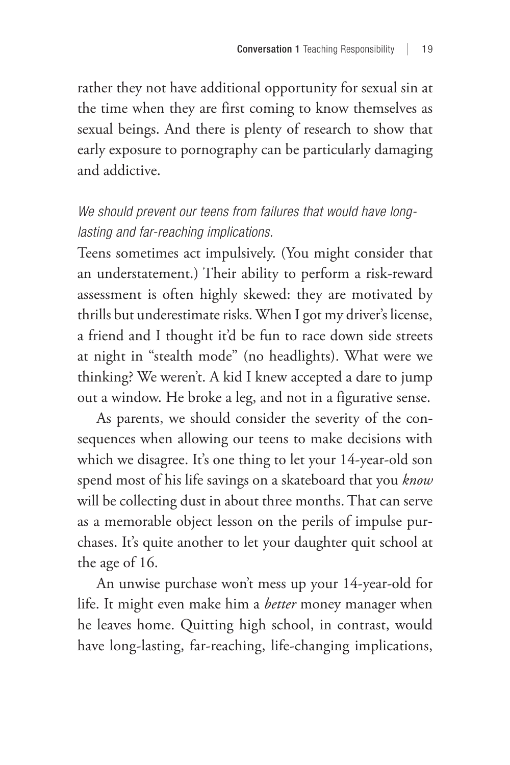rather they not have additional opportunity for sexual sin at the time when they are first coming to know themselves as sexual beings. And there is plenty of research to show that early exposure to pornography can be particularly damaging and addictive.

*We should prevent our teens from failures that would have long-lasting and far-reaching implications.*

Teens sometimes act impulsively. (You might consider that an understatement.) Their ability to perform a risk-reward assessment is often highly skewed: they are motivated by thrills but underestimate risks. When I got my driver's license, a friend and I thought it'd be fun to race down side streets at night in "stealth mode" (no headlights). What were we thinking? We weren't. A kid I knew accepted a dare to jump out a window. He broke a leg, and not in a figurative sense.

As parents, we should consider the severity of the consequences when allowing our teens to make decisions with which we disagree. It's one thing to let your 14-year-old son spend most of his life savings on a skateboard that you *know* will be collecting dust in about three months. That can serve as a memorable object lesson on the perils of impulse purchases. It's quite another to let your daughter quit school at the age of 16.

An unwise purchase won't mess up your 14-year-old for life. It might even make him a *better* money manager when he leaves home. Quitting high school, in contrast, would have long-lasting, far-reaching, life-changing implications,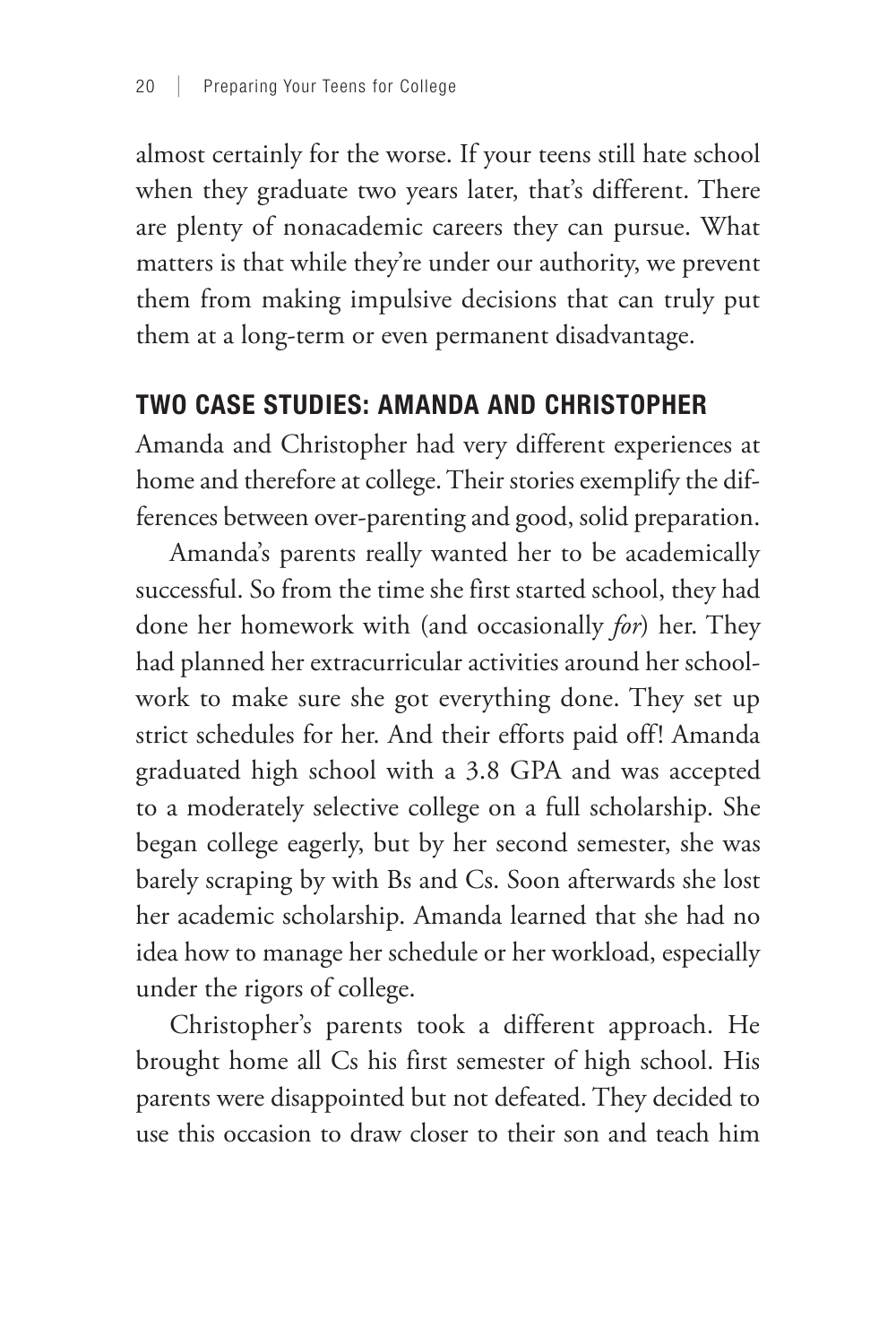almost certainly for the worse. If your teens still hate school when they graduate two years later, that's different. There are plenty of nonacademic careers they can pursue. What matters is that while they're under our authority, we prevent them from making impulsive decisions that can truly put them at a long-term or even permanent disadvantage.

## TWO CASE STUDIES: AMANDA AND CHRISTOPHER

Amanda and Christopher had very different experiences at home and therefore at college. Their stories exemplify the differences between over-parenting and good, solid preparation.

Amanda's parents really wanted her to be academically successful. So from the time she first started school, they had done her homework with (and occasionally *for*) her. They had planned her extracurricular activities around her schoolwork to make sure she got everything done. They set up strict schedules for her. And their efforts paid off! Amanda graduated high school with a 3.8 GPA and was accepted to a moderately selective college on a full scholarship. She began college eagerly, but by her second semester, she was barely scraping by with Bs and Cs. Soon afterwards she lost her academic scholarship. Amanda learned that she had no idea how to manage her schedule or her workload, especially under the rigors of college.

Christopher's parents took a different approach. He brought home all Cs his first semester of high school. His parents were disappointed but not defeated. They decided to use this occasion to draw closer to their son and teach him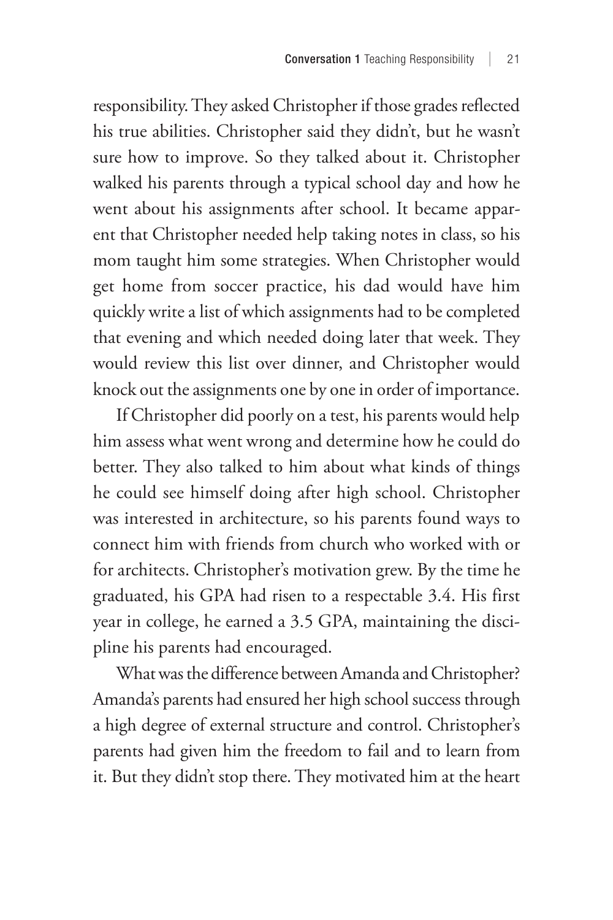responsibility. They asked Christopher if those grades reflected his true abilities. Christopher said they didn't, but he wasn't sure how to improve. So they talked about it. Christopher walked his parents through a typical school day and how he went about his assignments after school. It became apparent that Christopher needed help taking notes in class, so his mom taught him some strategies. When Christopher would get home from soccer practice, his dad would have him quickly write a list of which assignments had to be completed that evening and which needed doing later that week. They would review this list over dinner, and Christopher would knock out the assignments one by one in order of importance.

If Christopher did poorly on a test, his parents would help him assess what went wrong and determine how he could do better. They also talked to him about what kinds of things he could see himself doing after high school. Christopher was interested in architecture, so his parents found ways to connect him with friends from church who worked with or for architects. Christopher's motivation grew. By the time he graduated, his GPA had risen to a respectable 3.4. His first year in college, he earned a 3.5 GPA, maintaining the discipline his parents had encouraged.

What was the difference between Amanda and Christopher? Amanda's parents had ensured her high school success through a high degree of external structure and control. Christopher's parents had given him the freedom to fail and to learn from it. But they didn't stop there. They motivated him at the heart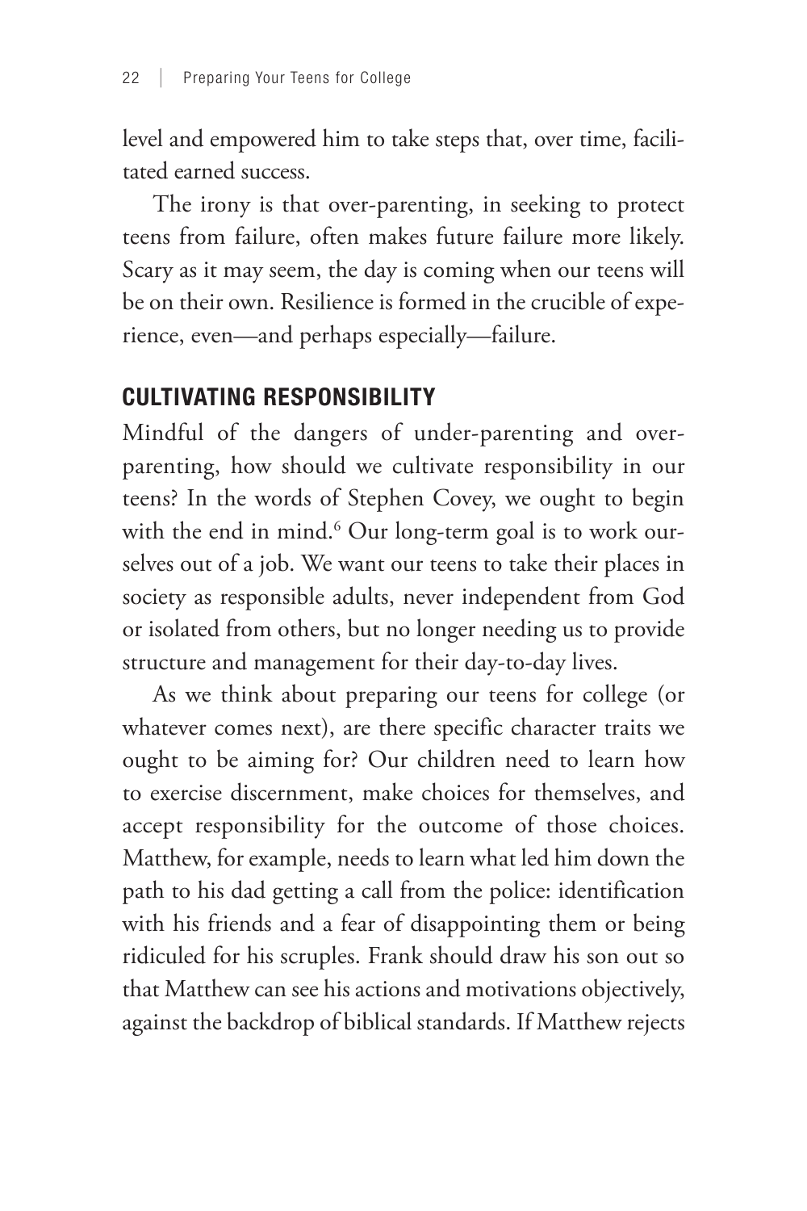level and empowered him to take steps that, over time, facilitated earned success.

The irony is that over-parenting, in seeking to protect teens from failure, often makes future failure more likely. Scary as it may seem, the day is coming when our teens will be on their own. Resilience is formed in the crucible of experience, even—and perhaps especially—failure.

## CULTIVATING RESPONSIBILITY

Mindful of the dangers of under-parenting and over-parenting, how should we cultivate responsibility in our teens? In the words of Stephen Covey, we ought to begin with the end in mind.[6] Our long-term goal is to work ourselves out of a job. We want our teens to take their places in society as responsible adults, never independent from God or isolated from others, but no longer needing us to provide structure and management for their day-to-day lives.

As we think about preparing our teens for college (or whatever comes next), are there specific character traits we ought to be aiming for? Our children need to learn how to exercise discernment, make choices for themselves, and accept responsibility for the outcome of those choices. Matthew, for example, needs to learn what led him down the path to his dad getting a call from the police: identification with his friends and a fear of disappointing them or being ridiculed for his scruples. Frank should draw his son out so that Matthew can see his actions and motivations objectively, against the backdrop of biblical standards. If Matthew rejects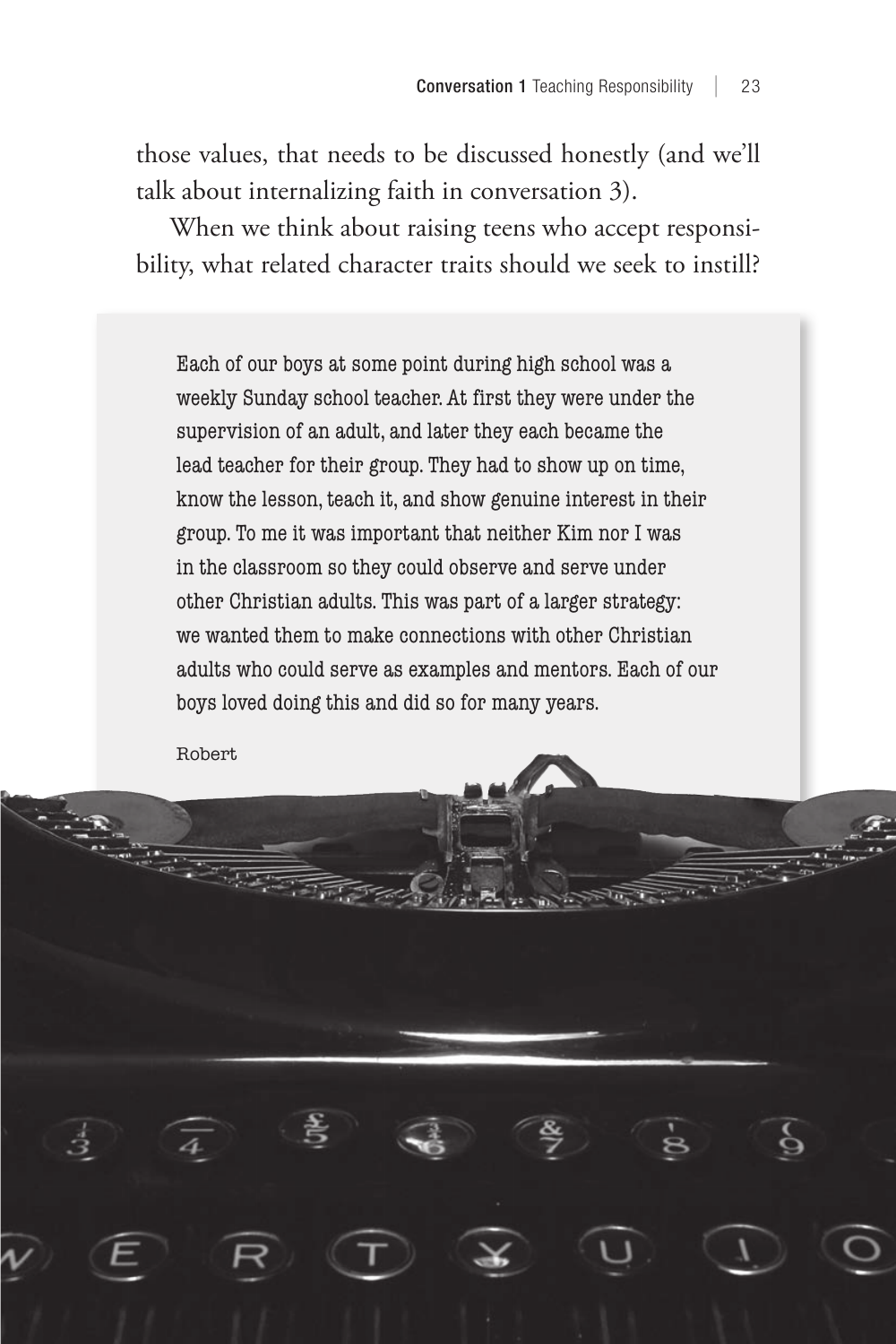those values, that needs to be discussed honestly (and we'll talk about internalizing faith in conversation 3).

When we think about raising teens who accept responsibility, what related character traits should we seek to instill?

> Each of our boys at some point during high school was a weekly Sunday school teacher. At first they were under the supervision of an adult, and later they each became the lead teacher for their group. They had to show up on time, know the lesson, teach it, and show genuine interest in their group. To me it was important that neither Kim nor I was in the classroom so they could observe and serve under other Christian adults. This was part of a larger strategy: we wanted them to make connections with other Christian adults who could serve as examples and mentors. Each of our boys loved doing this and did so for many years.
>
> Robert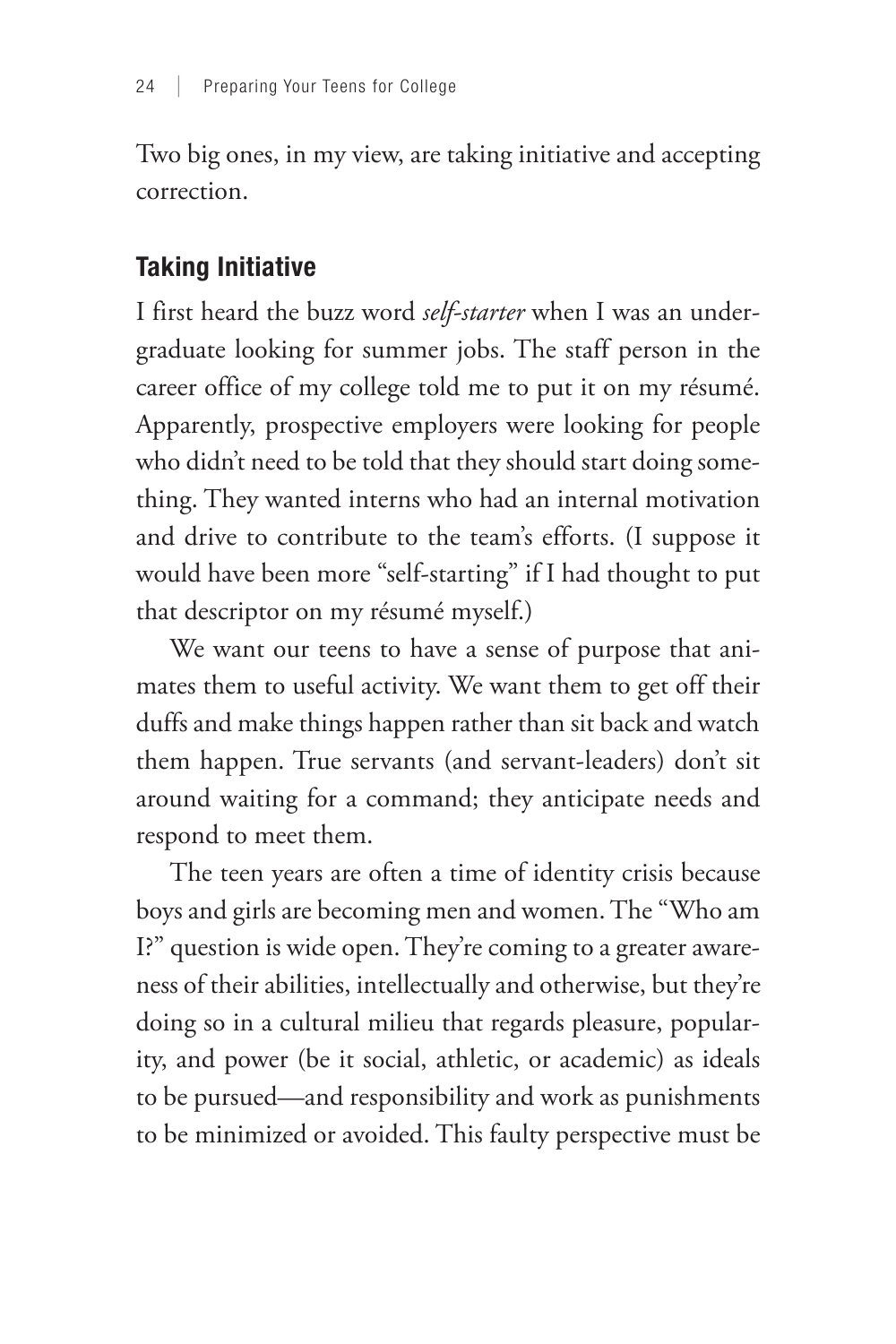Two big ones, in my view, are taking initiative and accepting correction.

## Taking Initiative

I first heard the buzz word *self-starter* when I was an undergraduate looking for summer jobs. The staff person in the career office of my college told me to put it on my résumé. Apparently, prospective employers were looking for people who didn't need to be told that they should start doing something. They wanted interns who had an internal motivation and drive to contribute to the team's efforts. (I suppose it would have been more "self-starting" if I had thought to put that descriptor on my résumé myself.)

We want our teens to have a sense of purpose that animates them to useful activity. We want them to get off their duffs and make things happen rather than sit back and watch them happen. True servants (and servant-leaders) don't sit around waiting for a command; they anticipate needs and respond to meet them.

The teen years are often a time of identity crisis because boys and girls are becoming men and women. The "Who am I?" question is wide open. They're coming to a greater awareness of their abilities, intellectually and otherwise, but they're doing so in a cultural milieu that regards pleasure, popularity, and power (be it social, athletic, or academic) as ideals to be pursued—and responsibility and work as punishments to be minimized or avoided. This faulty perspective must be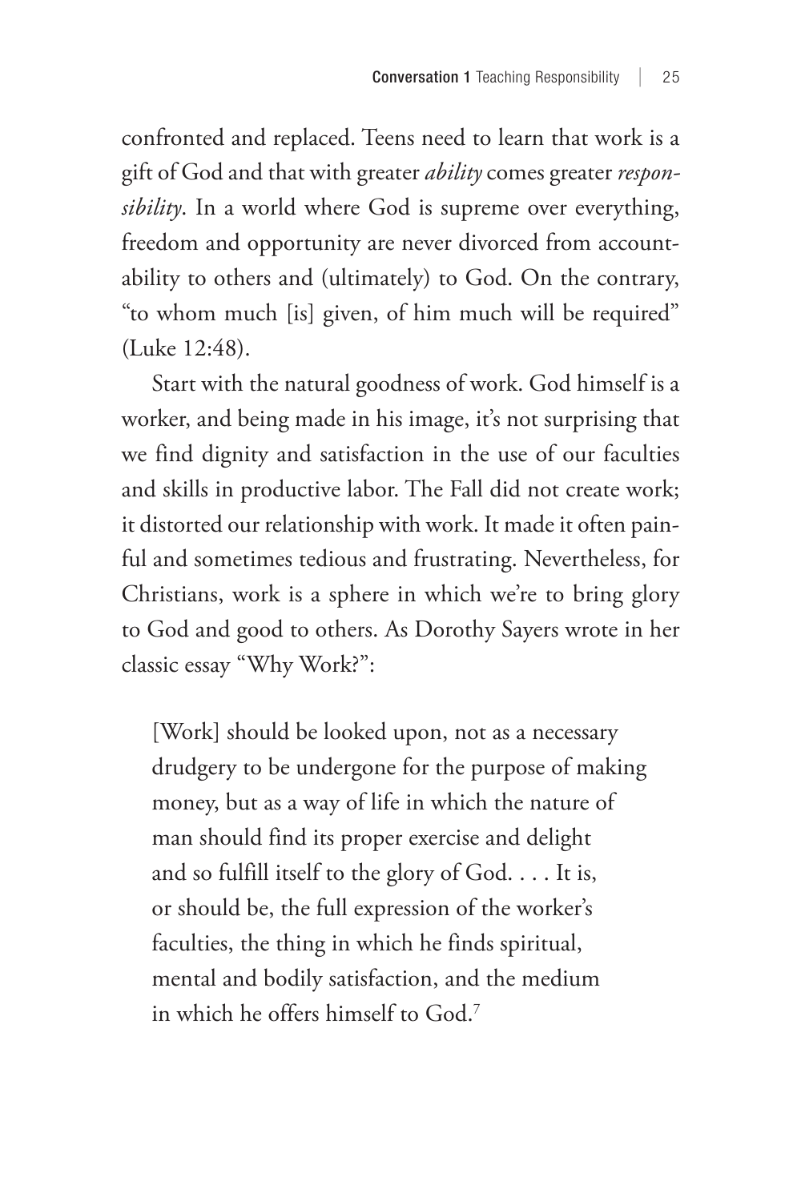confronted and replaced. Teens need to learn that work is a gift of God and that with greater *ability* comes greater *responsibility*. In a world where God is supreme over everything, freedom and opportunity are never divorced from accountability to others and (ultimately) to God. On the contrary, "to whom much [is] given, of him much will be required" (Luke 12:48).

Start with the natural goodness of work. God himself is a worker, and being made in his image, it's not surprising that we find dignity and satisfaction in the use of our faculties and skills in productive labor. The Fall did not create work; it distorted our relationship with work. It made it often painful and sometimes tedious and frustrating. Nevertheless, for Christians, work is a sphere in which we're to bring glory to God and good to others. As Dorothy Sayers wrote in her classic essay "Why Work?":

> [Work] should be looked upon, not as a necessary drudgery to be undergone for the purpose of making money, but as a way of life in which the nature of man should find its proper exercise and delight and so fulfill itself to the glory of God. . . . It is, or should be, the full expression of the worker's faculties, the thing in which he finds spiritual, mental and bodily satisfaction, and the medium in which he offers himself to God.[7]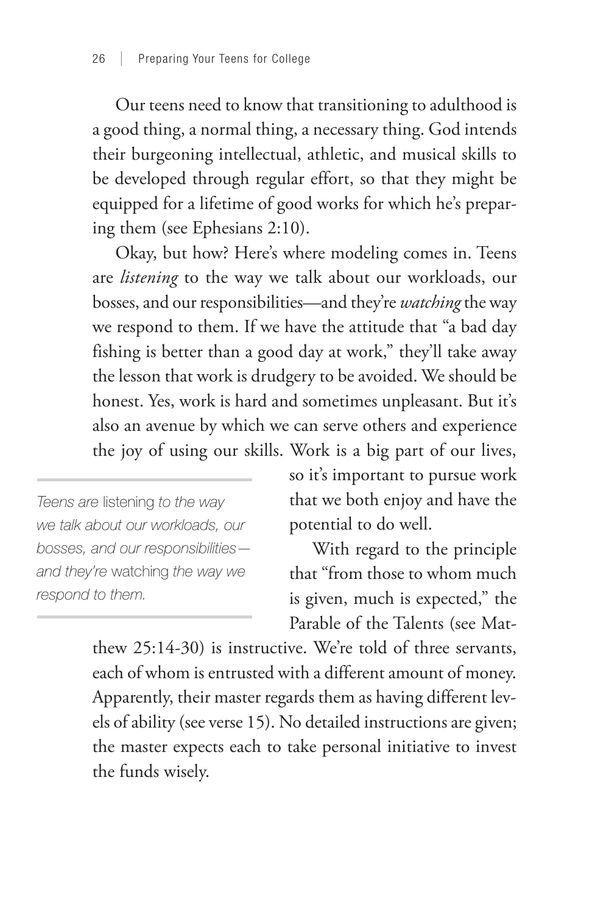Our teens need to know that transitioning to adulthood is a good thing, a normal thing, a necessary thing. God intends their burgeoning intellectual, athletic, and musical skills to be developed through regular effort, so that they might be equipped for a lifetime of good works for which he's preparing them (see Ephesians 2:10).

Okay, but how? Here's where modeling comes in. Teens are *listening* to the way we talk about our workloads, our bosses, and our responsibilities—and they're *watching* the way we respond to them. If we have the attitude that "a bad day fishing is better than a good day at work," they'll take away the lesson that work is drudgery to be avoided. We should be honest. Yes, work is hard and sometimes unpleasant. But it's also an avenue by which we can serve others and experience the joy of using our skills. Work is a big part of our lives, so it's important to pursue work that we both enjoy and have the potential to do well.

> *Teens are* listening *to the way we talk about our workloads, our bosses, and our responsibilities—and they're* watching *the way we respond to them.*

With regard to the principle that "from those to whom much is given, much is expected," the Parable of the Talents (see Matthew 25:14-30) is instructive. We're told of three servants, each of whom is entrusted with a different amount of money. Apparently, their master regards them as having different levels of ability (see verse 15). No detailed instructions are given; the master expects each to take personal initiative to invest the funds wisely.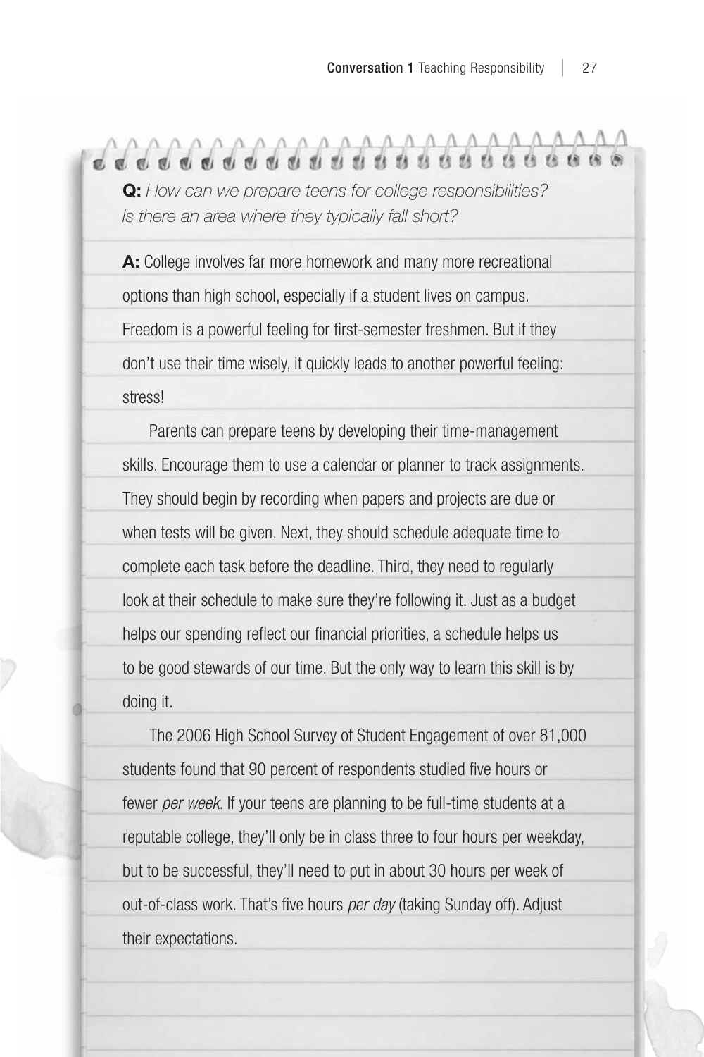**Q:** *How can we prepare teens for college responsibilities? Is there an area where they typically fall short?*

**A:** College involves far more homework and many more recreational options than high school, especially if a student lives on campus. Freedom is a powerful feeling for first-semester freshmen. But if they don't use their time wisely, it quickly leads to another powerful feeling: stress!

Parents can prepare teens by developing their time-management skills. Encourage them to use a calendar or planner to track assignments. They should begin by recording when papers and projects are due or when tests will be given. Next, they should schedule adequate time to complete each task before the deadline. Third, they need to regularly look at their schedule to make sure they're following it. Just as a budget helps our spending reflect our financial priorities, a schedule helps us to be good stewards of our time. But the only way to learn this skill is by doing it.

The 2006 High School Survey of Student Engagement of over 81,000 students found that 90 percent of respondents studied five hours or fewer *per week*. If your teens are planning to be full-time students at a reputable college, they'll only be in class three to four hours per weekday, but to be successful, they'll need to put in about 30 hours per week of out-of-class work. That's five hours *per day* (taking Sunday off). Adjust their expectations.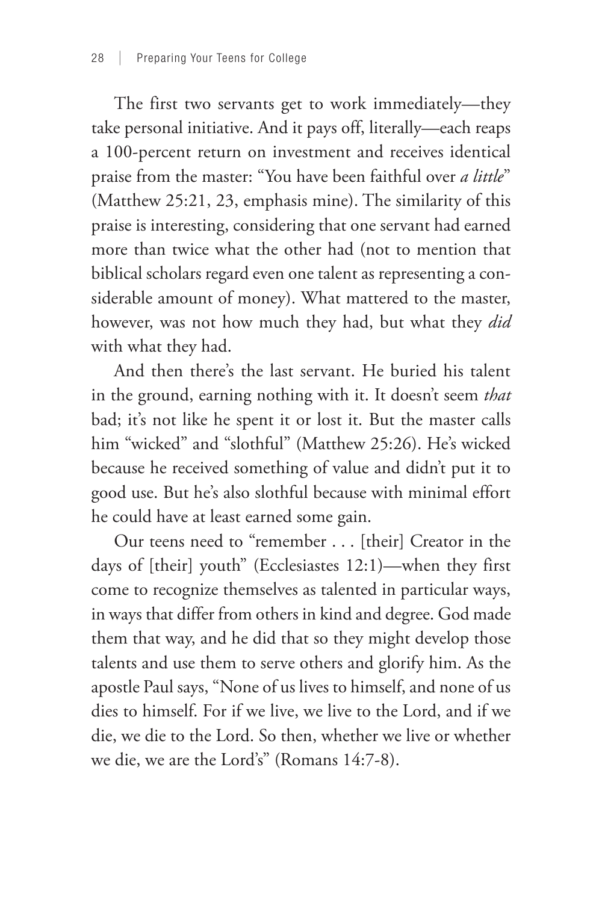The first two servants get to work immediately—they take personal initiative. And it pays off, literally—each reaps a 100-percent return on investment and receives identical praise from the master: "You have been faithful over *a little*" (Matthew 25:21, 23, emphasis mine). The similarity of this praise is interesting, considering that one servant had earned more than twice what the other had (not to mention that biblical scholars regard even one talent as representing a considerable amount of money). What mattered to the master, however, was not how much they had, but what they *did* with what they had.

And then there's the last servant. He buried his talent in the ground, earning nothing with it. It doesn't seem *that* bad; it's not like he spent it or lost it. But the master calls him "wicked" and "slothful" (Matthew 25:26). He's wicked because he received something of value and didn't put it to good use. But he's also slothful because with minimal effort he could have at least earned some gain.

Our teens need to "remember . . . [their] Creator in the days of [their] youth" (Ecclesiastes 12:1)—when they first come to recognize themselves as talented in particular ways, in ways that differ from others in kind and degree. God made them that way, and he did that so they might develop those talents and use them to serve others and glorify him. As the apostle Paul says, "None of us lives to himself, and none of us dies to himself. For if we live, we live to the Lord, and if we die, we die to the Lord. So then, whether we live or whether we die, we are the Lord's" (Romans 14:7-8).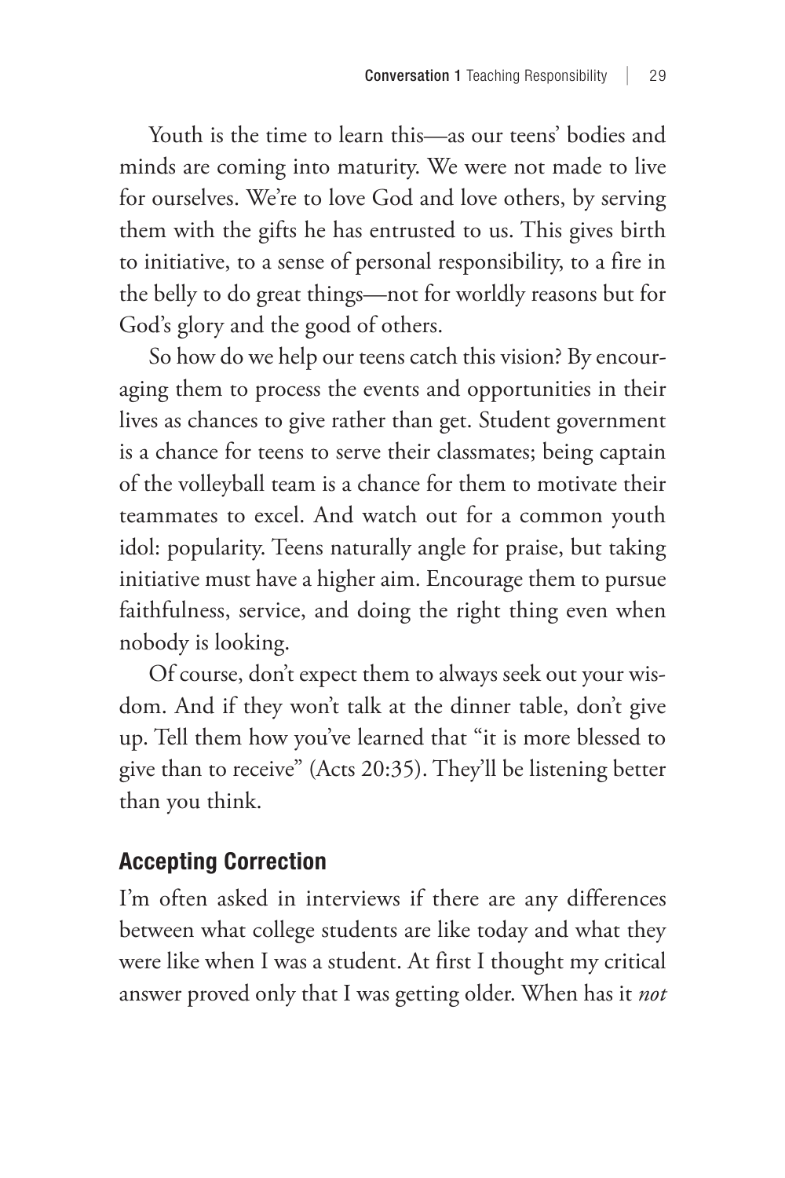Youth is the time to learn this—as our teens' bodies and minds are coming into maturity. We were not made to live for ourselves. We're to love God and love others, by serving them with the gifts he has entrusted to us. This gives birth to initiative, to a sense of personal responsibility, to a fire in the belly to do great things—not for worldly reasons but for God's glory and the good of others.

So how do we help our teens catch this vision? By encouraging them to process the events and opportunities in their lives as chances to give rather than get. Student government is a chance for teens to serve their classmates; being captain of the volleyball team is a chance for them to motivate their teammates to excel. And watch out for a common youth idol: popularity. Teens naturally angle for praise, but taking initiative must have a higher aim. Encourage them to pursue faithfulness, service, and doing the right thing even when nobody is looking.

Of course, don't expect them to always seek out your wisdom. And if they won't talk at the dinner table, don't give up. Tell them how you've learned that "it is more blessed to give than to receive" (Acts 20:35). They'll be listening better than you think.

## Accepting Correction

I'm often asked in interviews if there are any differences between what college students are like today and what they were like when I was a student. At first I thought my critical answer proved only that I was getting older. When has it *not*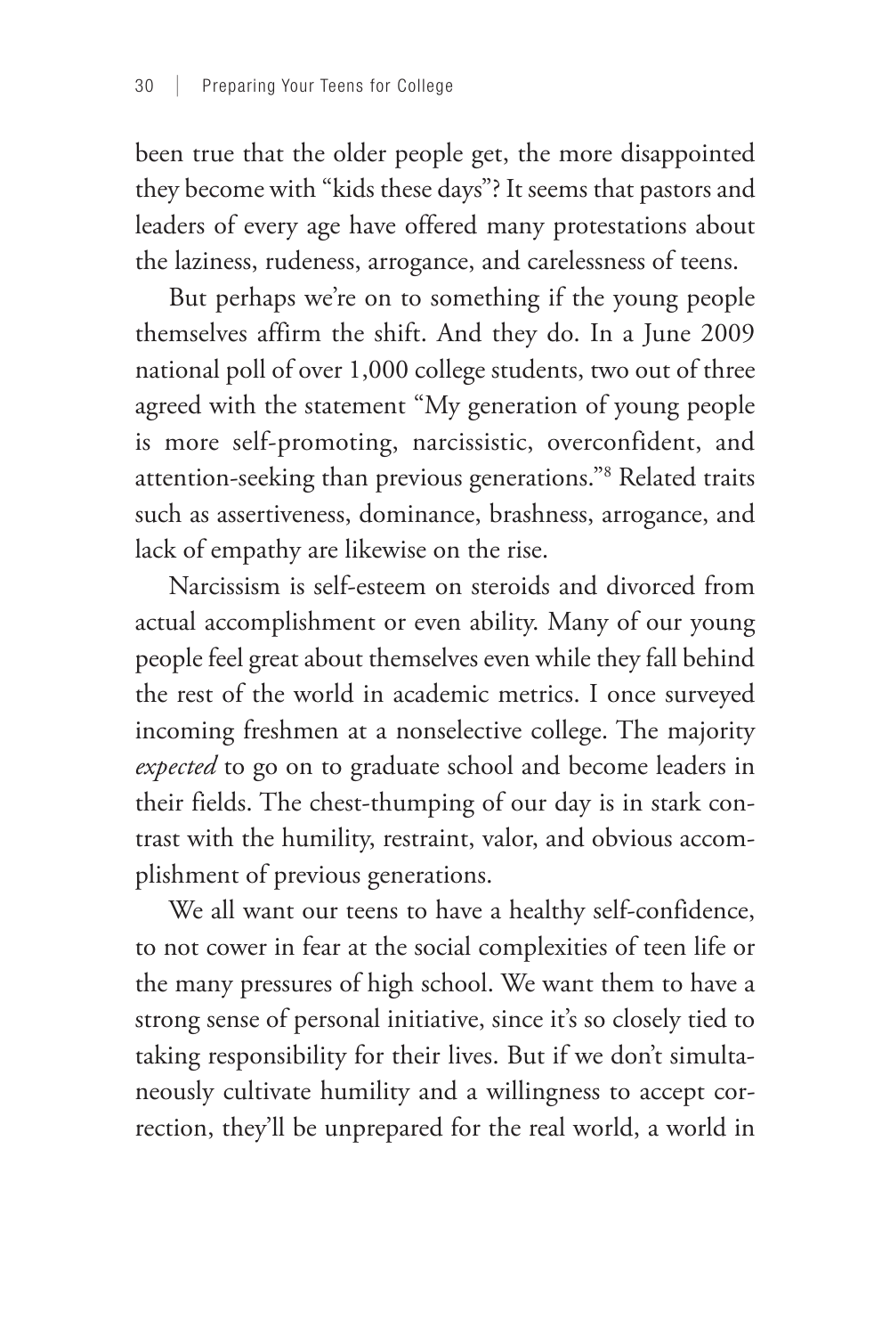been true that the older people get, the more disappointed they become with "kids these days"? It seems that pastors and leaders of every age have offered many protestations about the laziness, rudeness, arrogance, and carelessness of teens.

But perhaps we're on to something if the young people themselves affirm the shift. And they do. In a June 2009 national poll of over 1,000 college students, two out of three agreed with the statement "My generation of young people is more self-promoting, narcissistic, overconfident, and attention-seeking than previous generations."[8] Related traits such as assertiveness, dominance, brashness, arrogance, and lack of empathy are likewise on the rise.

Narcissism is self-esteem on steroids and divorced from actual accomplishment or even ability. Many of our young people feel great about themselves even while they fall behind the rest of the world in academic metrics. I once surveyed incoming freshmen at a nonselective college. The majority *expected* to go on to graduate school and become leaders in their fields. The chest-thumping of our day is in stark contrast with the humility, restraint, valor, and obvious accomplishment of previous generations.

We all want our teens to have a healthy self-confidence, to not cower in fear at the social complexities of teen life or the many pressures of high school. We want them to have a strong sense of personal initiative, since it's so closely tied to taking responsibility for their lives. But if we don't simultaneously cultivate humility and a willingness to accept correction, they'll be unprepared for the real world, a world in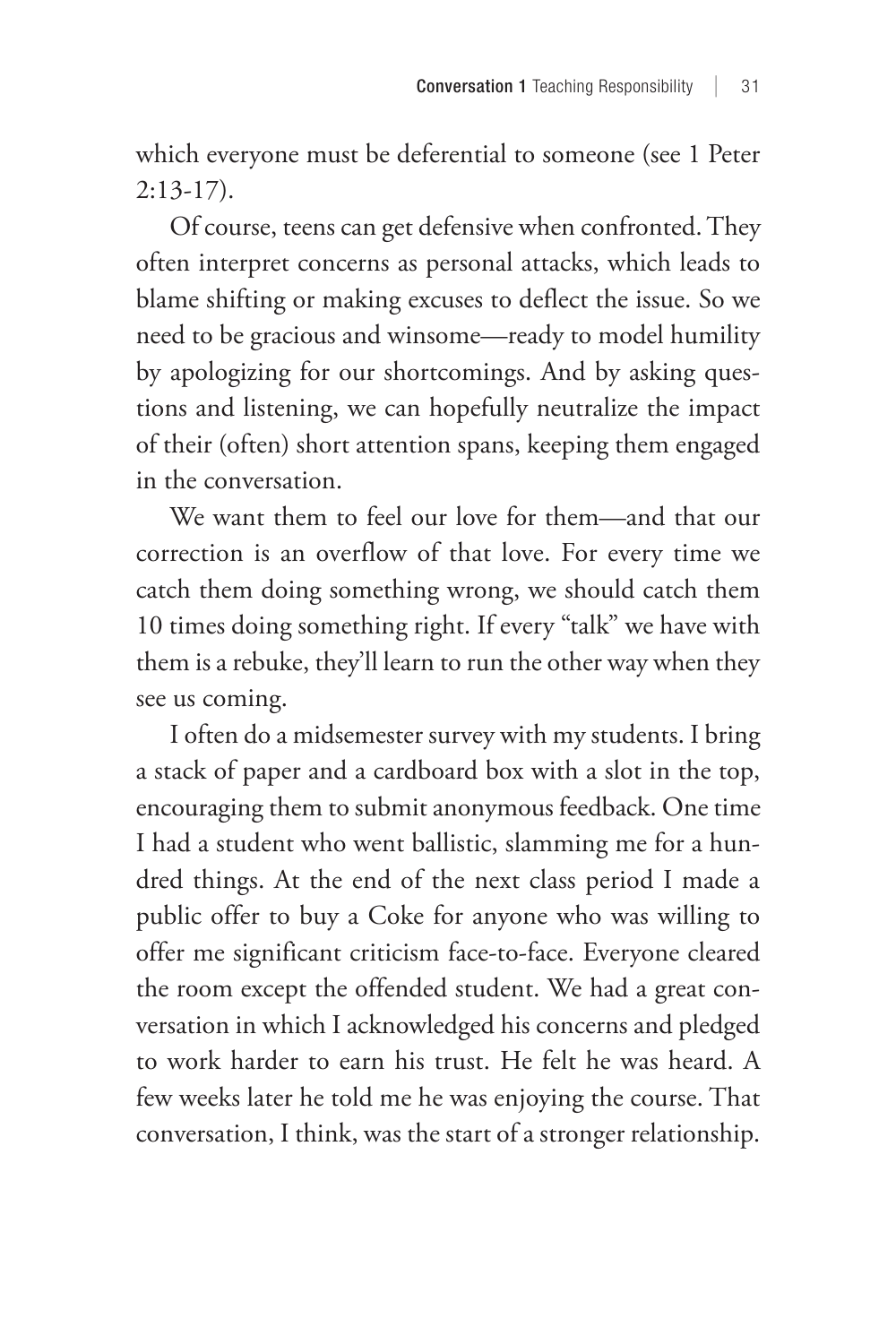which everyone must be deferential to someone (see 1 Peter 2:13-17).

Of course, teens can get defensive when confronted. They often interpret concerns as personal attacks, which leads to blame shifting or making excuses to deflect the issue. So we need to be gracious and winsome—ready to model humility by apologizing for our shortcomings. And by asking questions and listening, we can hopefully neutralize the impact of their (often) short attention spans, keeping them engaged in the conversation.

We want them to feel our love for them—and that our correction is an overflow of that love. For every time we catch them doing something wrong, we should catch them 10 times doing something right. If every "talk" we have with them is a rebuke, they'll learn to run the other way when they see us coming.

I often do a midsemester survey with my students. I bring a stack of paper and a cardboard box with a slot in the top, encouraging them to submit anonymous feedback. One time I had a student who went ballistic, slamming me for a hundred things. At the end of the next class period I made a public offer to buy a Coke for anyone who was willing to offer me significant criticism face-to-face. Everyone cleared the room except the offended student. We had a great conversation in which I acknowledged his concerns and pledged to work harder to earn his trust. He felt he was heard. A few weeks later he told me he was enjoying the course. That conversation, I think, was the start of a stronger relationship.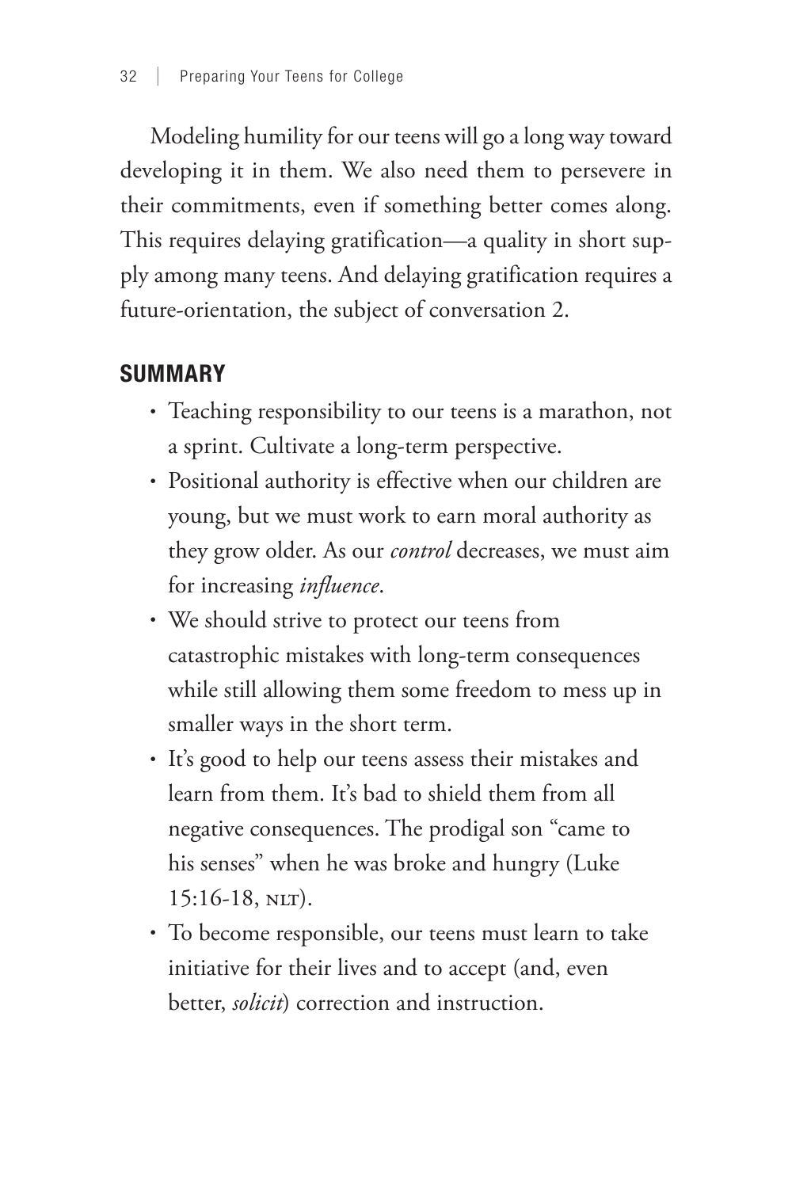Modeling humility for our teens will go a long way toward developing it in them. We also need them to persevere in their commitments, even if something better comes along. This requires delaying gratification—a quality in short supply among many teens. And delaying gratification requires a future-orientation, the subject of conversation 2.

## SUMMARY

- Teaching responsibility to our teens is a marathon, not a sprint. Cultivate a long-term perspective.
- Positional authority is effective when our children are young, but we must work to earn moral authority as they grow older. As our *control* decreases, we must aim for increasing *influence*.
- We should strive to protect our teens from catastrophic mistakes with long-term consequences while still allowing them some freedom to mess up in smaller ways in the short term.
- It's good to help our teens assess their mistakes and learn from them. It's bad to shield them from all negative consequences. The prodigal son "came to his senses" when he was broke and hungry (Luke 15:16-18, NLT).
- To become responsible, our teens must learn to take initiative for their lives and to accept (and, even better, *solicit*) correction and instruction.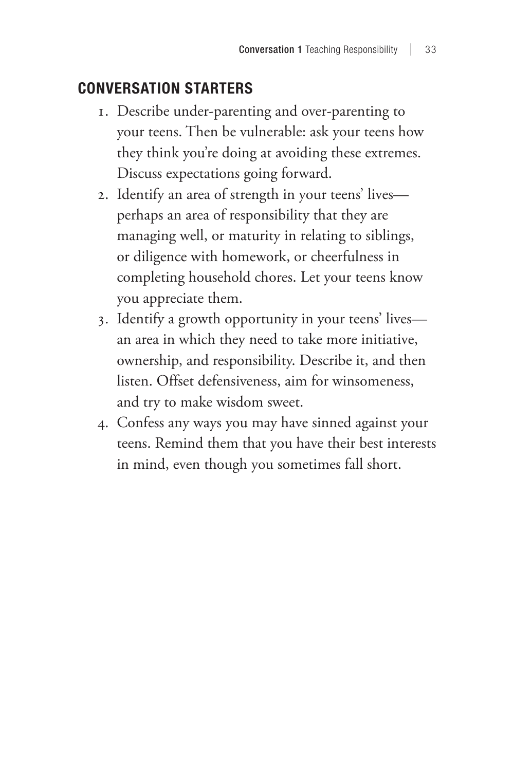## CONVERSATION STARTERS

1. Describe under-parenting and over-parenting to your teens. Then be vulnerable: ask your teens how they think you're doing at avoiding these extremes. Discuss expectations going forward.
2. Identify an area of strength in your teens' lives—perhaps an area of responsibility that they are managing well, or maturity in relating to siblings, or diligence with homework, or cheerfulness in completing household chores. Let your teens know you appreciate them.
3. Identify a growth opportunity in your teens' lives—an area in which they need to take more initiative, ownership, and responsibility. Describe it, and then listen. Offset defensiveness, aim for winsomeness, and try to make wisdom sweet.
4. Confess any ways you may have sinned against your teens. Remind them that you have their best interests in mind, even though you sometimes fall short.